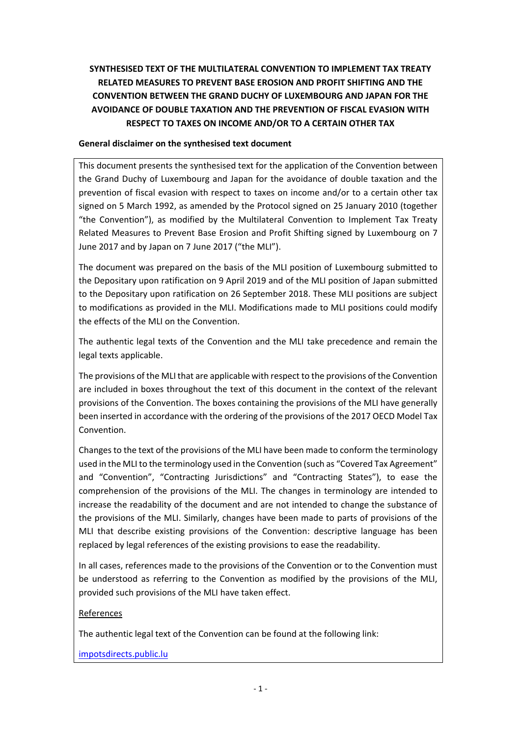# SYNTHESISED TEXT OF THE MULTILATERAL CONVENTION TO IMPLEMENT TAX TREATY RELATED MEASURES TO PREVENT BASE EROSION AND PROFIT SHIFTING AND THE CONVENTION BETWEEN THE GRAND DUCHY OF LUXEMBOURG AND JAPAN FOR THE AVOIDANCE OF DOUBLE TAXATION AND THE PREVENTION OF FISCAL EVASION WITH RESPECT TO TAXES ON INCOME AND/OR TO A CERTAIN OTHER TAX

**General disclaimer on the synthesised text document**

This document presents the synthesised text for the application of the Convention between the Grand Duchy of Luxembourg and Japan for the avoidance of double taxation and the prevention of fiscal evasion with respect to taxes on income and/or to a certain other tax signed on 5 March 1992, as amended by the Protocol signed on 25 January 2010 (together "the Convention"), as modified by the Multilateral Convention to Implement Tax Treaty Related Measures to Prevent Base Erosion and Profit Shifting signed by Luxembourg on 7 June 2017 and by Japan on 7 June 2017 ("the MLI").

The document was prepared on the basis of the MLI position of Luxembourg submitted to the Depositary upon ratification on 9 April 2019 and of the MLI position of Japan submitted to the Depositary upon ratification on 26 September 2018. These MLI positions are subject to modifications as provided in the MLI. Modifications made to MLI positions could modify the effects of the MLI on the Convention.

The authentic legal texts of the Convention and the MLI take precedence and remain the legal texts applicable.

The provisions of the MLI that are applicable with respect to the provisions of the Convention are included in boxes throughout the text of this document in the context of the relevant provisions of the Convention. The boxes containing the provisions of the MLI have generally been inserted in accordance with the ordering of the provisions of the 2017 OECD Model Tax Convention.

Changes to the text of the provisions of the MLI have been made to conform the terminology used in the MLI to the terminology used in the Convention (such as "Covered Tax Agreement" and "Convention", "Contracting Jurisdictions" and "Contracting States"), to ease the comprehension of the provisions of the MLI. The changes in terminology are intended to increase the readability of the document and are not intended to change the substance of the provisions of the MLI. Similarly, changes have been made to parts of provisions of the MLI that describe existing provisions of the Convention: descriptive language has been replaced by legal references of the existing provisions to ease the readability.

In all cases, references made to the provisions of the Convention or to the Convention must be understood as referring to the Convention as modified by the provisions of the MLI, provided such provisions of the MLI have taken effect.

References

The authentic legal text of the Convention can be found at the following link:

impotsdirects.public.lu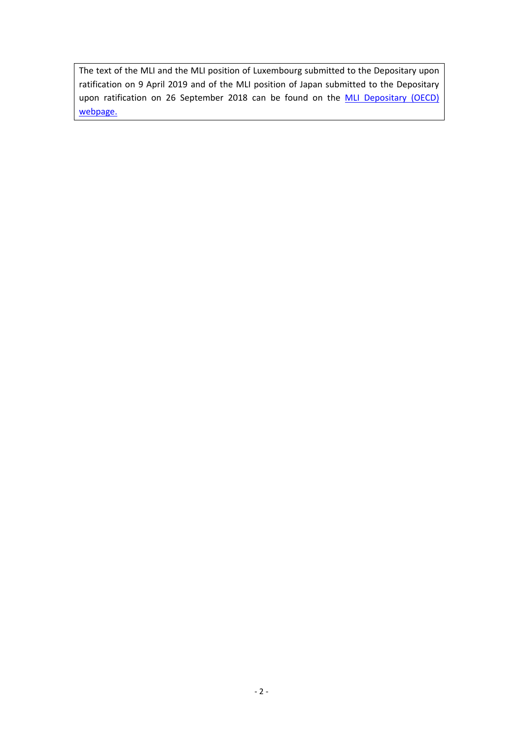The text of the MLI and the MLI position of Luxembourg submitted to the Depositary upon ratification on 9 April 2019 and of the MLI position of Japan submitted to the Depositary upon ratification on 26 September 2018 can be found on the MLI Depositary (OECD) webpage.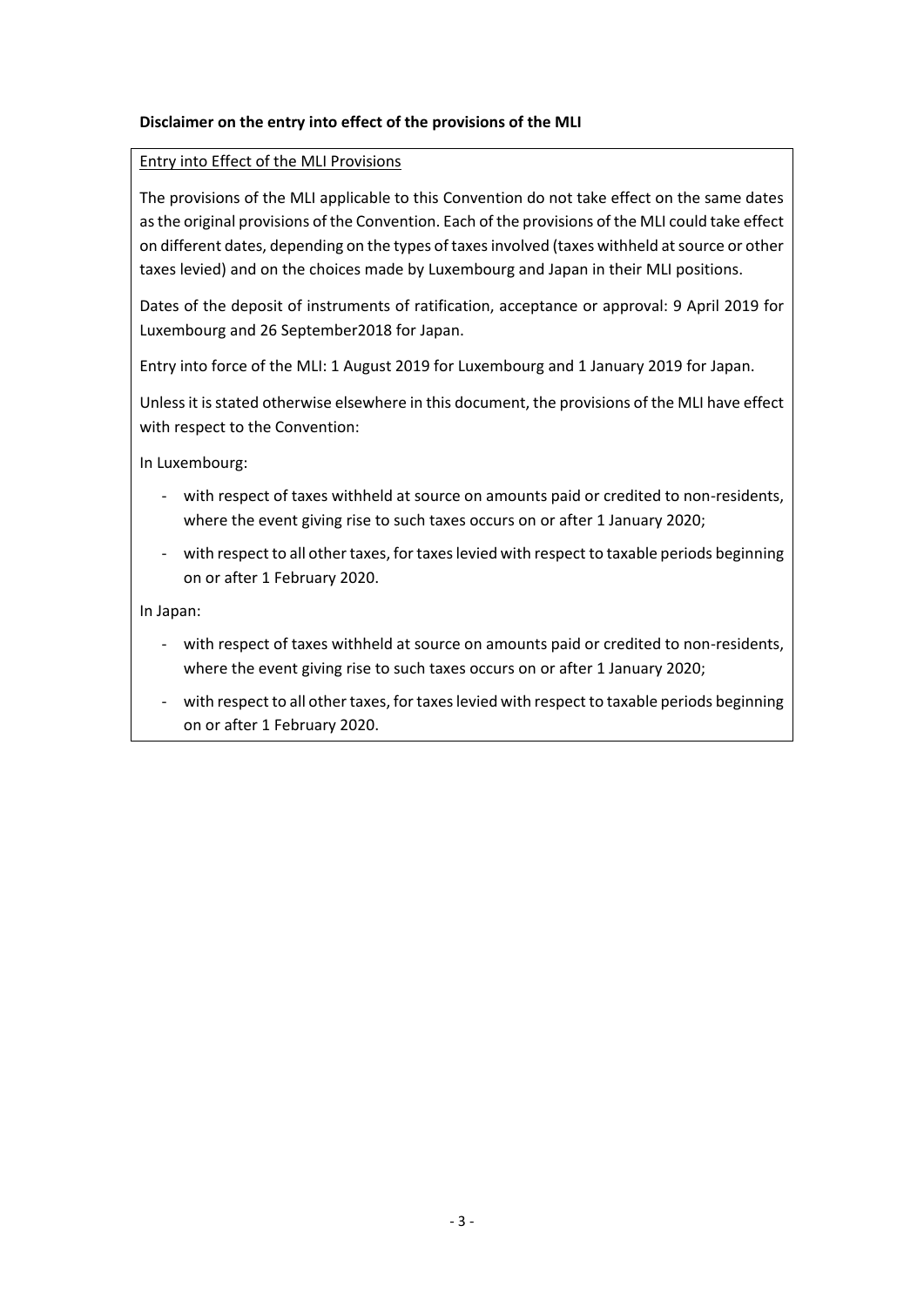**Disclaimer on the entry into effect of the provisions of the MLI**

Entry into Effect of the MLI Provisions

The provisions of the MLI applicable to this Convention do not take effect on the same dates as the original provisions of the Convention. Each of the provisions of the MLI could take effect on different dates, depending on the types of taxes involved (taxes withheld at source or other taxes levied) and on the choices made by Luxembourg and Japan in their MLI positions.

Dates of the deposit of instruments of ratification, acceptance or approval: 9 April 2019 for Luxembourg and 26 September2018 for Japan.

Entry into force of the MLI: 1 August 2019 for Luxembourg and 1 January 2019 for Japan.

Unless it is stated otherwise elsewhere in this document, the provisions of the MLI have effect with respect to the Convention:

In Luxembourg:

- with respect of taxes withheld at source on amounts paid or credited to non-residents, where the event giving rise to such taxes occurs on or after 1 January 2020;
- with respect to all other taxes, for taxes levied with respect to taxable periods beginning on or after 1 February 2020.

In Japan:

- with respect of taxes withheld at source on amounts paid or credited to non-residents, where the event giving rise to such taxes occurs on or after 1 January 2020;
- with respect to all other taxes, for taxes levied with respect to taxable periods beginning on or after 1 February 2020.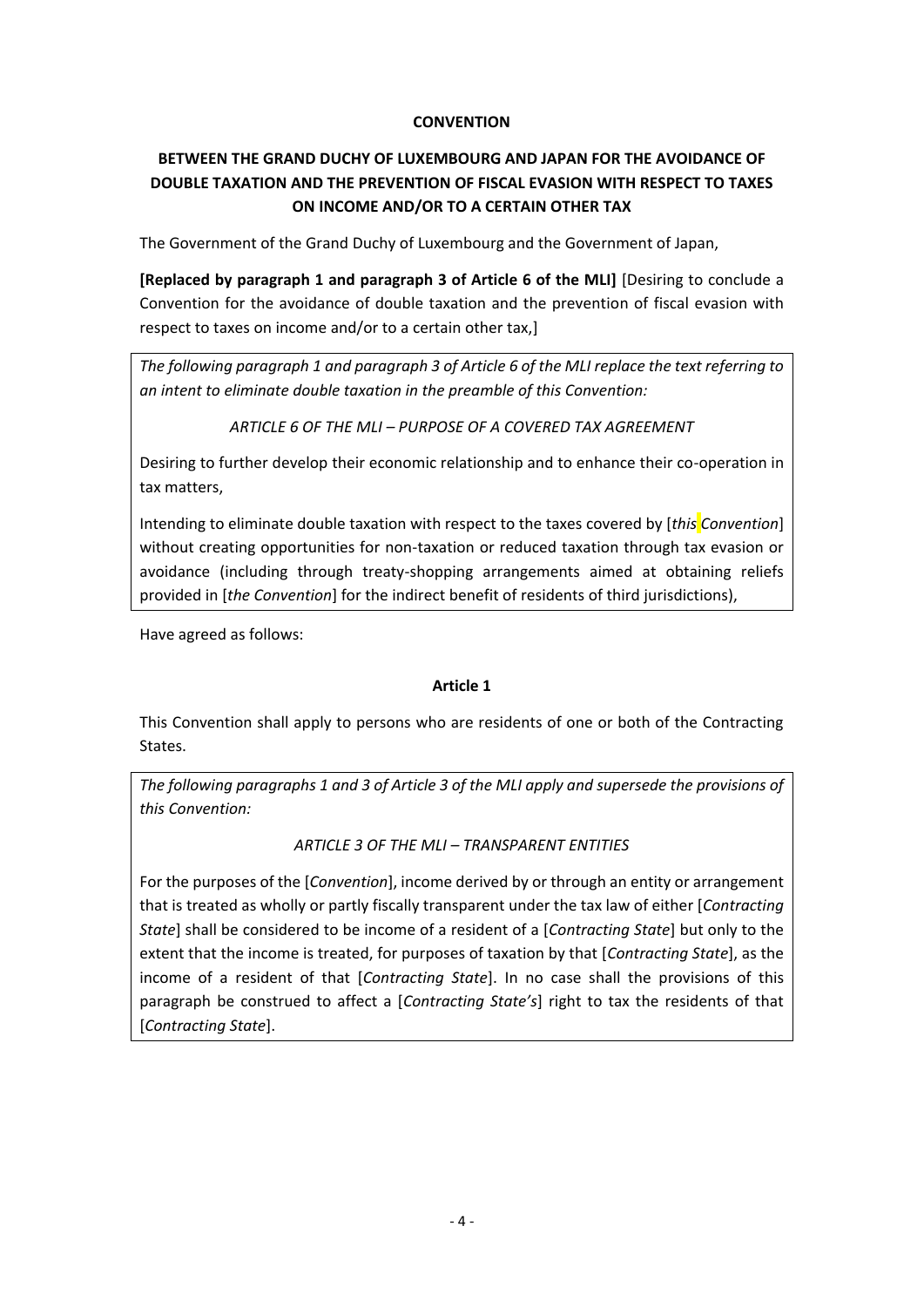**CONVENTION**

**BETWEEN THE GRAND DUCHY OF LUXEMBOURG AND JAPAN FOR THE AVOIDANCE OF DOUBLE TAXATION AND THE PREVENTION OF FISCAL EVASION WITH RESPECT TO TAXES ON INCOME AND/OR TO A CERTAIN OTHER TAX**

The Government of the Grand Duchy of Luxembourg and the Government of Japan,

**[Replaced by paragraph 1 and paragraph 3 of Article 6 of the MLI]** [Desiring to conclude a Convention for the avoidance of double taxation and the prevention of fiscal evasion with respect to taxes on income and/or to a certain other tax,]

*The following paragraph 1 and paragraph 3 of Article 6 of the MLI replace the text referring to an intent to eliminate double taxation in the preamble of this Convention:*

*ARTICLE 6 OF THE MLI – PURPOSE OF A COVERED TAX AGREEMENT*

Desiring to further develop their economic relationship and to enhance their co-operation in tax matters,

Intending to eliminate double taxation with respect to the taxes covered by [*this Convention*] without creating opportunities for non-taxation or reduced taxation through tax evasion or avoidance (including through treaty-shopping arrangements aimed at obtaining reliefs provided in [*the Convention*] for the indirect benefit of residents of third jurisdictions),

Have agreed as follows:

**Article 1**

This Convention shall apply to persons who are residents of one or both of the Contracting States.

*The following paragraphs 1 and 3 of Article 3 of the MLI apply and supersede the provisions of this Convention:*

*ARTICLE 3 OF THE MLI – TRANSPARENT ENTITIES*

For the purposes of the [*Convention*], income derived by or through an entity or arrangement that is treated as wholly or partly fiscally transparent under the tax law of either [*Contracting State*] shall be considered to be income of a resident of a [*Contracting State*] but only to the extent that the income is treated, for purposes of taxation by that [*Contracting State*], as the income of a resident of that [*Contracting State*]. In no case shall the provisions of this paragraph be construed to affect a [*Contracting State's*] right to tax the residents of that [*Contracting State*].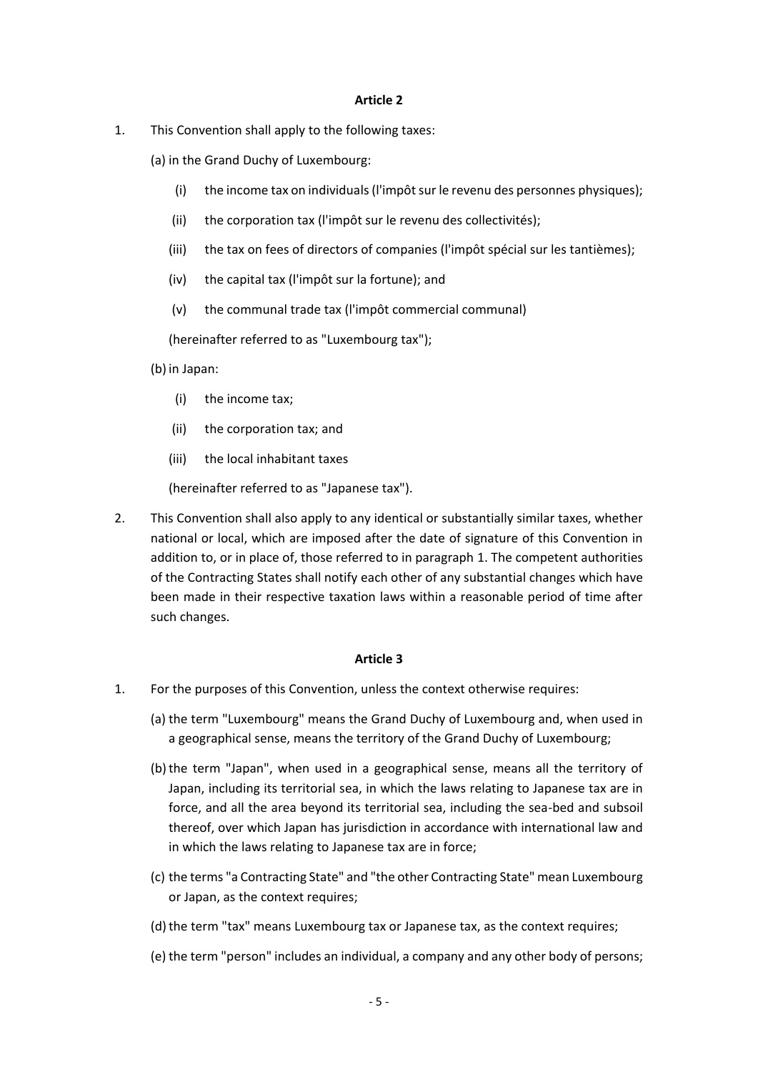**Article 2**

1. This Convention shall apply to the following taxes:

   (a) in the Grand Duchy of Luxembourg:

      (i) the income tax on individuals (l'impôt sur le revenu des personnes physiques);

      (ii) the corporation tax (l'impôt sur le revenu des collectivités);

      (iii) the tax on fees of directors of companies (l'impôt spécial sur les tantièmes);

      (iv) the capital tax (l'impôt sur la fortune); and

      (v) the communal trade tax (l'impôt commercial communal)

      (hereinafter referred to as "Luxembourg tax");

   (b) in Japan:

      (i) the income tax;

      (ii) the corporation tax; and

      (iii) the local inhabitant taxes

      (hereinafter referred to as "Japanese tax").

2. This Convention shall also apply to any identical or substantially similar taxes, whether national or local, which are imposed after the date of signature of this Convention in addition to, or in place of, those referred to in paragraph 1. The competent authorities of the Contracting States shall notify each other of any substantial changes which have been made in their respective taxation laws within a reasonable period of time after such changes.

**Article 3**

1. For the purposes of this Convention, unless the context otherwise requires:

   (a) the term "Luxembourg" means the Grand Duchy of Luxembourg and, when used in a geographical sense, means the territory of the Grand Duchy of Luxembourg;

   (b) the term "Japan", when used in a geographical sense, means all the territory of Japan, including its territorial sea, in which the laws relating to Japanese tax are in force, and all the area beyond its territorial sea, including the sea-bed and subsoil thereof, over which Japan has jurisdiction in accordance with international law and in which the laws relating to Japanese tax are in force;

   (c) the terms "a Contracting State" and "the other Contracting State" mean Luxembourg or Japan, as the context requires;

   (d) the term "tax" means Luxembourg tax or Japanese tax, as the context requires;

   (e) the term "person" includes an individual, a company and any other body of persons;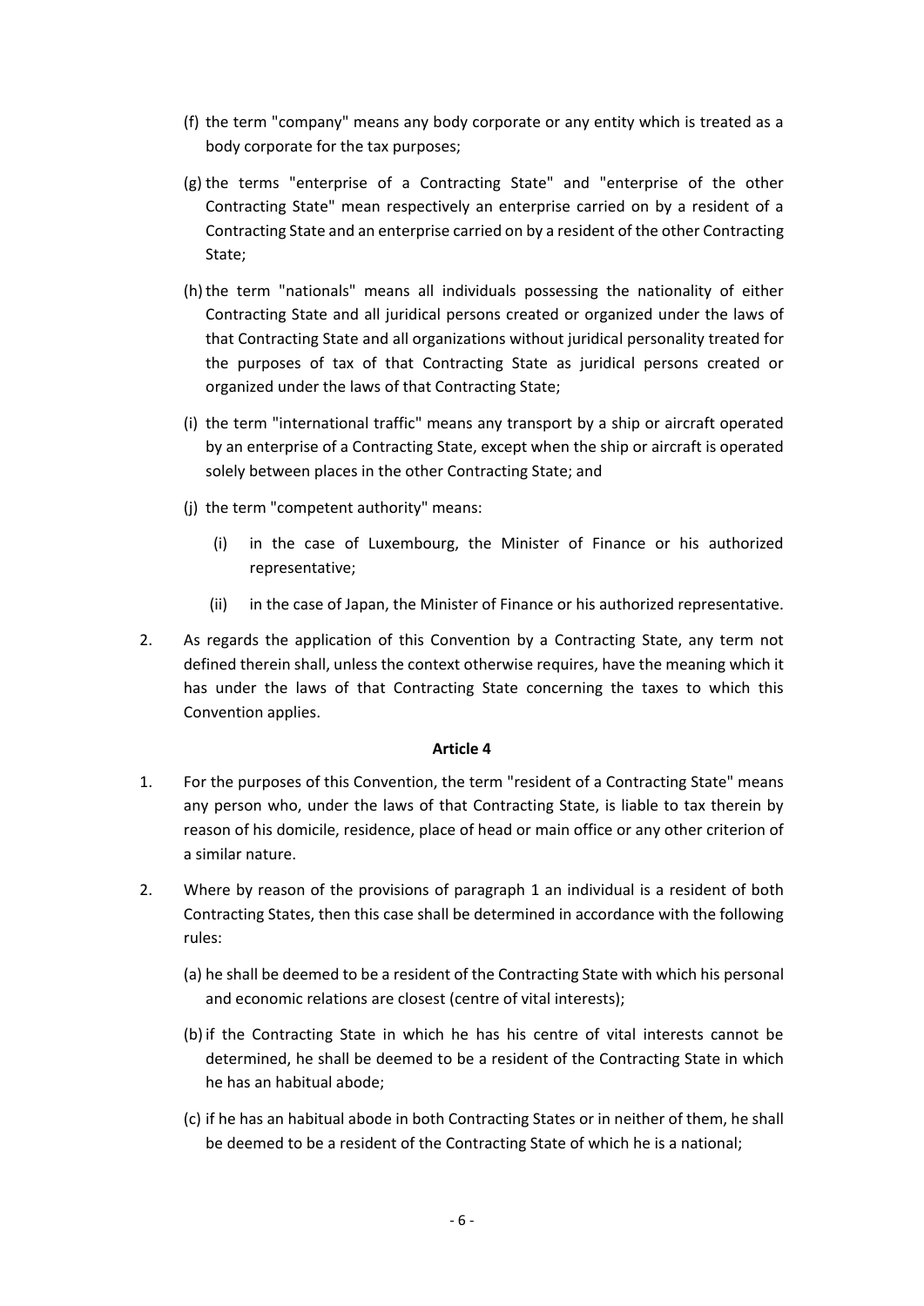(f) the term "company" means any body corporate or any entity which is treated as a body corporate for the tax purposes;

(g) the terms "enterprise of a Contracting State" and "enterprise of the other Contracting State" mean respectively an enterprise carried on by a resident of a Contracting State and an enterprise carried on by a resident of the other Contracting State;

(h) the term "nationals" means all individuals possessing the nationality of either Contracting State and all juridical persons created or organized under the laws of that Contracting State and all organizations without juridical personality treated for the purposes of tax of that Contracting State as juridical persons created or organized under the laws of that Contracting State;

(i) the term "international traffic" means any transport by a ship or aircraft operated by an enterprise of a Contracting State, except when the ship or aircraft is operated solely between places in the other Contracting State; and

(j) the term "competent authority" means:

   (i) in the case of Luxembourg, the Minister of Finance or his authorized representative;

   (ii) in the case of Japan, the Minister of Finance or his authorized representative.

2. As regards the application of this Convention by a Contracting State, any term not defined therein shall, unless the context otherwise requires, have the meaning which it has under the laws of that Contracting State concerning the taxes to which this Convention applies.

**Article 4**

1. For the purposes of this Convention, the term "resident of a Contracting State" means any person who, under the laws of that Contracting State, is liable to tax therein by reason of his domicile, residence, place of head or main office or any other criterion of a similar nature.

2. Where by reason of the provisions of paragraph 1 an individual is a resident of both Contracting States, then this case shall be determined in accordance with the following rules:

   (a) he shall be deemed to be a resident of the Contracting State with which his personal and economic relations are closest (centre of vital interests);

   (b) if the Contracting State in which he has his centre of vital interests cannot be determined, he shall be deemed to be a resident of the Contracting State in which he has an habitual abode;

   (c) if he has an habitual abode in both Contracting States or in neither of them, he shall be deemed to be a resident of the Contracting State of which he is a national;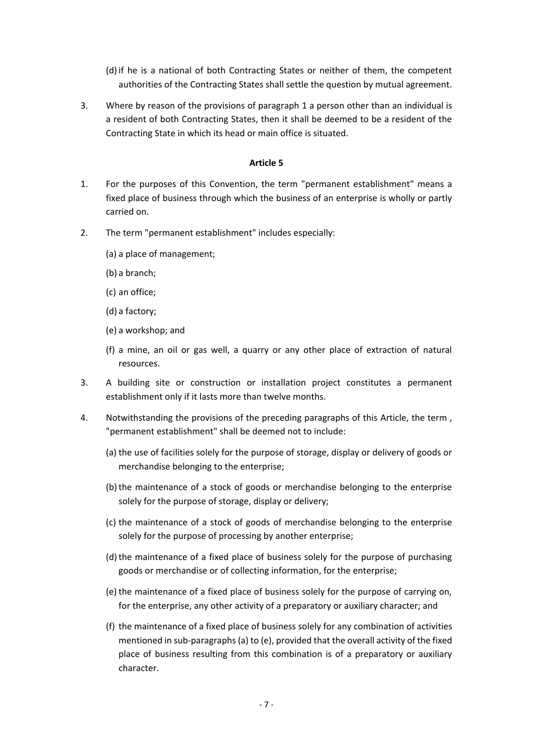(d) if he is a national of both Contracting States or neither of them, the competent authorities of the Contracting States shall settle the question by mutual agreement.

3. Where by reason of the provisions of paragraph 1 a person other than an individual is a resident of both Contracting States, then it shall be deemed to be a resident of the Contracting State in which its head or main office is situated.

**Article 5**

1. For the purposes of this Convention, the term "permanent establishment" means a fixed place of business through which the business of an enterprise is wholly or partly carried on.

2. The term "permanent establishment" includes especially:

   (a) a place of management;

   (b) a branch;

   (c) an office;

   (d) a factory;

   (e) a workshop; and

   (f) a mine, an oil or gas well, a quarry or any other place of extraction of natural resources.

3. A building site or construction or installation project constitutes a permanent establishment only if it lasts more than twelve months.

4. Notwithstanding the provisions of the preceding paragraphs of this Article, the term , "permanent establishment" shall be deemed not to include:

   (a) the use of facilities solely for the purpose of storage, display or delivery of goods or merchandise belonging to the enterprise;

   (b) the maintenance of a stock of goods or merchandise belonging to the enterprise solely for the purpose of storage, display or delivery;

   (c) the maintenance of a stock of goods of merchandise belonging to the enterprise solely for the purpose of processing by another enterprise;

   (d) the maintenance of a fixed place of business solely for the purpose of purchasing goods or merchandise or of collecting information, for the enterprise;

   (e) the maintenance of a fixed place of business solely for the purpose of carrying on, for the enterprise, any other activity of a preparatory or auxiliary character; and

   (f) the maintenance of a fixed place of business solely for any combination of activities mentioned in sub-paragraphs (a) to (e), provided that the overall activity of the fixed place of business resulting from this combination is of a preparatory or auxiliary character.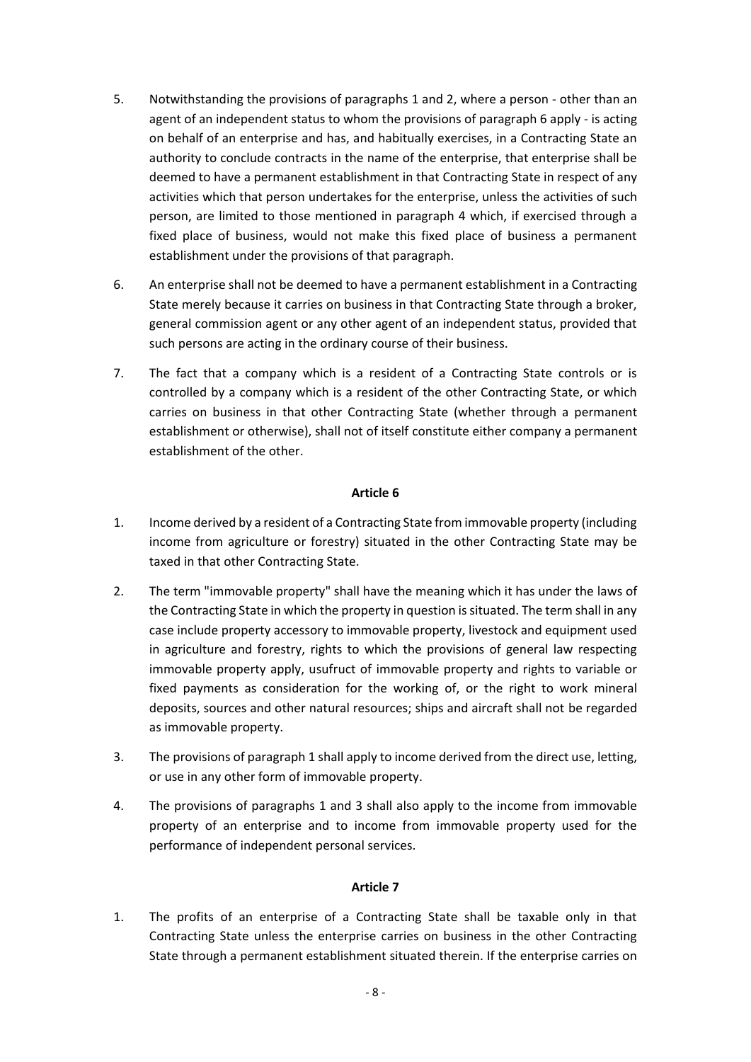5. Notwithstanding the provisions of paragraphs 1 and 2, where a person - other than an agent of an independent status to whom the provisions of paragraph 6 apply - is acting on behalf of an enterprise and has, and habitually exercises, in a Contracting State an authority to conclude contracts in the name of the enterprise, that enterprise shall be deemed to have a permanent establishment in that Contracting State in respect of any activities which that person undertakes for the enterprise, unless the activities of such person, are limited to those mentioned in paragraph 4 which, if exercised through a fixed place of business, would not make this fixed place of business a permanent establishment under the provisions of that paragraph.

6. An enterprise shall not be deemed to have a permanent establishment in a Contracting State merely because it carries on business in that Contracting State through a broker, general commission agent or any other agent of an independent status, provided that such persons are acting in the ordinary course of their business.

7. The fact that a company which is a resident of a Contracting State controls or is controlled by a company which is a resident of the other Contracting State, or which carries on business in that other Contracting State (whether through a permanent establishment or otherwise), shall not of itself constitute either company a permanent establishment of the other.

**Article 6**

1. Income derived by a resident of a Contracting State from immovable property (including income from agriculture or forestry) situated in the other Contracting State may be taxed in that other Contracting State.

2. The term "immovable property" shall have the meaning which it has under the laws of the Contracting State in which the property in question is situated. The term shall in any case include property accessory to immovable property, livestock and equipment used in agriculture and forestry, rights to which the provisions of general law respecting immovable property apply, usufruct of immovable property and rights to variable or fixed payments as consideration for the working of, or the right to work mineral deposits, sources and other natural resources; ships and aircraft shall not be regarded as immovable property.

3. The provisions of paragraph 1 shall apply to income derived from the direct use, letting, or use in any other form of immovable property.

4. The provisions of paragraphs 1 and 3 shall also apply to the income from immovable property of an enterprise and to income from immovable property used for the performance of independent personal services.

**Article 7**

1. The profits of an enterprise of a Contracting State shall be taxable only in that Contracting State unless the enterprise carries on business in the other Contracting State through a permanent establishment situated therein. If the enterprise carries on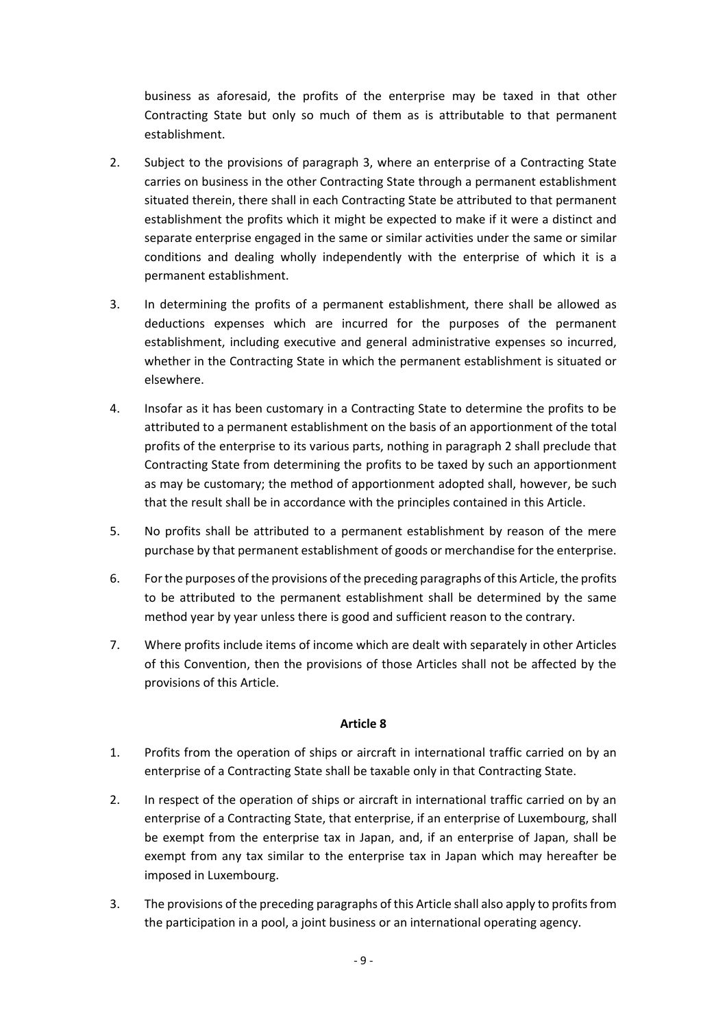business as aforesaid, the profits of the enterprise may be taxed in that other Contracting State but only so much of them as is attributable to that permanent establishment.

2. Subject to the provisions of paragraph 3, where an enterprise of a Contracting State carries on business in the other Contracting State through a permanent establishment situated therein, there shall in each Contracting State be attributed to that permanent establishment the profits which it might be expected to make if it were a distinct and separate enterprise engaged in the same or similar activities under the same or similar conditions and dealing wholly independently with the enterprise of which it is a permanent establishment.

3. In determining the profits of a permanent establishment, there shall be allowed as deductions expenses which are incurred for the purposes of the permanent establishment, including executive and general administrative expenses so incurred, whether in the Contracting State in which the permanent establishment is situated or elsewhere.

4. Insofar as it has been customary in a Contracting State to determine the profits to be attributed to a permanent establishment on the basis of an apportionment of the total profits of the enterprise to its various parts, nothing in paragraph 2 shall preclude that Contracting State from determining the profits to be taxed by such an apportionment as may be customary; the method of apportionment adopted shall, however, be such that the result shall be in accordance with the principles contained in this Article.

5. No profits shall be attributed to a permanent establishment by reason of the mere purchase by that permanent establishment of goods or merchandise for the enterprise.

6. For the purposes of the provisions of the preceding paragraphs of this Article, the profits to be attributed to the permanent establishment shall be determined by the same method year by year unless there is good and sufficient reason to the contrary.

7. Where profits include items of income which are dealt with separately in other Articles of this Convention, then the provisions of those Articles shall not be affected by the provisions of this Article.

**Article 8**

1. Profits from the operation of ships or aircraft in international traffic carried on by an enterprise of a Contracting State shall be taxable only in that Contracting State.

2. In respect of the operation of ships or aircraft in international traffic carried on by an enterprise of a Contracting State, that enterprise, if an enterprise of Luxembourg, shall be exempt from the enterprise tax in Japan, and, if an enterprise of Japan, shall be exempt from any tax similar to the enterprise tax in Japan which may hereafter be imposed in Luxembourg.

3. The provisions of the preceding paragraphs of this Article shall also apply to profits from the participation in a pool, a joint business or an international operating agency.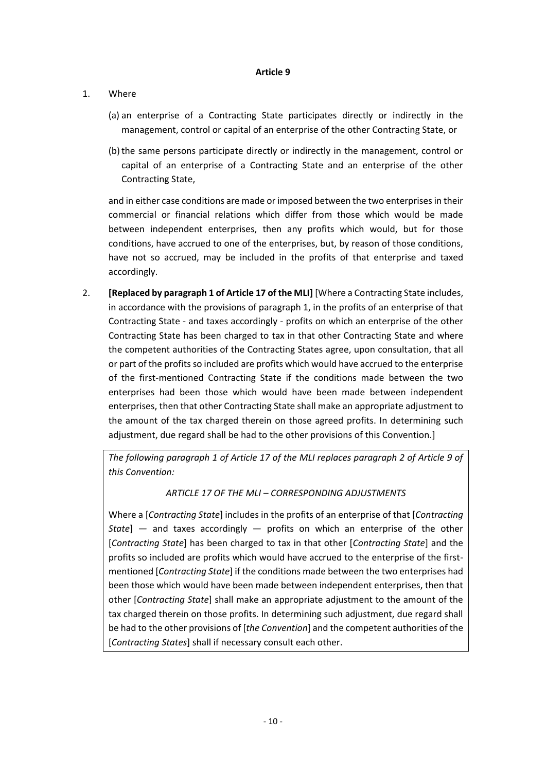**Article 9**

1. Where

   (a) an enterprise of a Contracting State participates directly or indirectly in the management, control or capital of an enterprise of the other Contracting State, or

   (b) the same persons participate directly or indirectly in the management, control or capital of an enterprise of a Contracting State and an enterprise of the other Contracting State,

   and in either case conditions are made or imposed between the two enterprises in their commercial or financial relations which differ from those which would be made between independent enterprises, then any profits which would, but for those conditions, have accrued to one of the enterprises, but, by reason of those conditions, have not so accrued, may be included in the profits of that enterprise and taxed accordingly.

2. **[Replaced by paragraph 1 of Article 17 of the MLI]** [Where a Contracting State includes, in accordance with the provisions of paragraph 1, in the profits of an enterprise of that Contracting State - and taxes accordingly - profits on which an enterprise of the other Contracting State has been charged to tax in that other Contracting State and where the competent authorities of the Contracting States agree, upon consultation, that all or part of the profits so included are profits which would have accrued to the enterprise of the first-mentioned Contracting State if the conditions made between the two enterprises had been those which would have been made between independent enterprises, then that other Contracting State shall make an appropriate adjustment to the amount of the tax charged therein on those agreed profits. In determining such adjustment, due regard shall be had to the other provisions of this Convention.]

   *The following paragraph 1 of Article 17 of the MLI replaces paragraph 2 of Article 9 of this Convention:*

   *ARTICLE 17 OF THE MLI – CORRESPONDING ADJUSTMENTS*

   Where a [*Contracting State*] includes in the profits of an enterprise of that [*Contracting State*] — and taxes accordingly — profits on which an enterprise of the other [*Contracting State*] has been charged to tax in that other [*Contracting State*] and the profits so included are profits which would have accrued to the enterprise of the first-mentioned [*Contracting State*] if the conditions made between the two enterprises had been those which would have been made between independent enterprises, then that other [*Contracting State*] shall make an appropriate adjustment to the amount of the tax charged therein on those profits. In determining such adjustment, due regard shall be had to the other provisions of [*the Convention*] and the competent authorities of the [*Contracting States*] shall if necessary consult each other.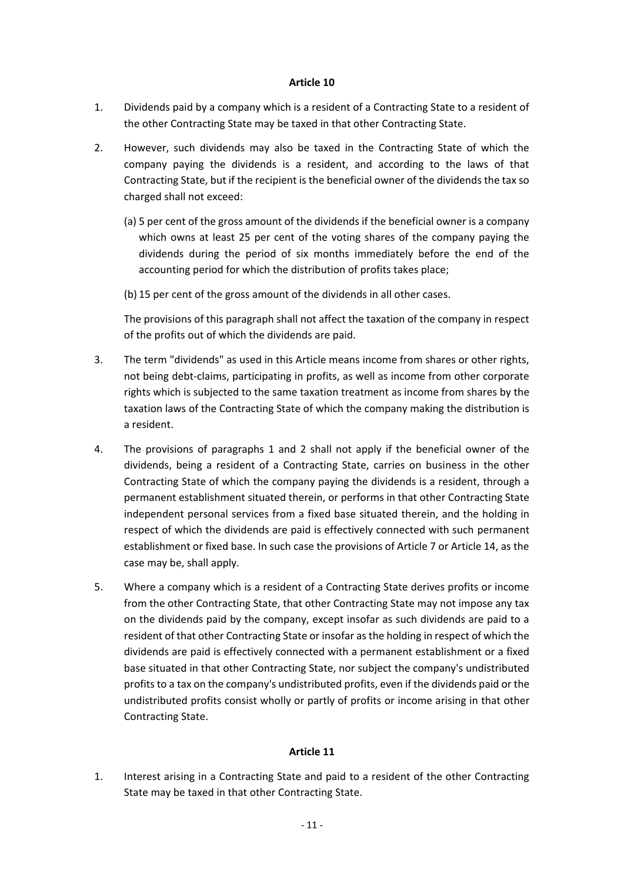### Article 10

1. Dividends paid by a company which is a resident of a Contracting State to a resident of the other Contracting State may be taxed in that other Contracting State.

2. However, such dividends may also be taxed in the Contracting State of which the company paying the dividends is a resident, and according to the laws of that Contracting State, but if the recipient is the beneficial owner of the dividends the tax so charged shall not exceed:

   (a) 5 per cent of the gross amount of the dividends if the beneficial owner is a company which owns at least 25 per cent of the voting shares of the company paying the dividends during the period of six months immediately before the end of the accounting period for which the distribution of profits takes place;

   (b) 15 per cent of the gross amount of the dividends in all other cases.

   The provisions of this paragraph shall not affect the taxation of the company in respect of the profits out of which the dividends are paid.

3. The term "dividends" as used in this Article means income from shares or other rights, not being debt-claims, participating in profits, as well as income from other corporate rights which is subjected to the same taxation treatment as income from shares by the taxation laws of the Contracting State of which the company making the distribution is a resident.

4. The provisions of paragraphs 1 and 2 shall not apply if the beneficial owner of the dividends, being a resident of a Contracting State, carries on business in the other Contracting State of which the company paying the dividends is a resident, through a permanent establishment situated therein, or performs in that other Contracting State independent personal services from a fixed base situated therein, and the holding in respect of which the dividends are paid is effectively connected with such permanent establishment or fixed base. In such case the provisions of Article 7 or Article 14, as the case may be, shall apply.

5. Where a company which is a resident of a Contracting State derives profits or income from the other Contracting State, that other Contracting State may not impose any tax on the dividends paid by the company, except insofar as such dividends are paid to a resident of that other Contracting State or insofar as the holding in respect of which the dividends are paid is effectively connected with a permanent establishment or a fixed base situated in that other Contracting State, nor subject the company's undistributed profits to a tax on the company's undistributed profits, even if the dividends paid or the undistributed profits consist wholly or partly of profits or income arising in that other Contracting State.

### Article 11

1. Interest arising in a Contracting State and paid to a resident of the other Contracting State may be taxed in that other Contracting State.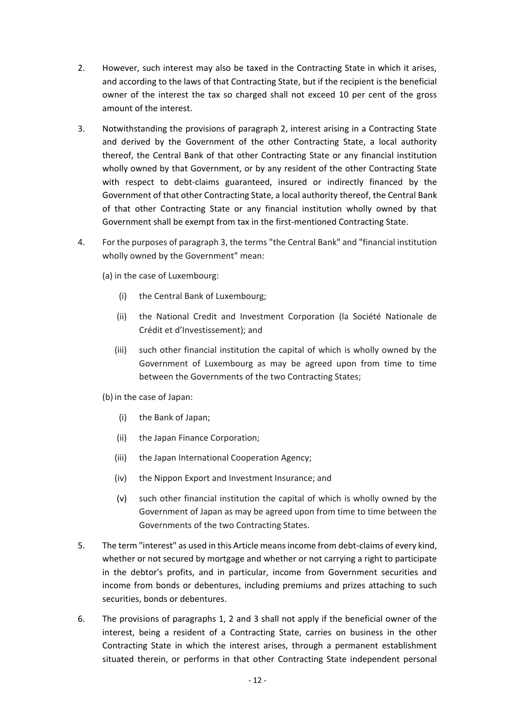2. However, such interest may also be taxed in the Contracting State in which it arises, and according to the laws of that Contracting State, but if the recipient is the beneficial owner of the interest the tax so charged shall not exceed 10 per cent of the gross amount of the interest.

3. Notwithstanding the provisions of paragraph 2, interest arising in a Contracting State and derived by the Government of the other Contracting State, a local authority thereof, the Central Bank of that other Contracting State or any financial institution wholly owned by that Government, or by any resident of the other Contracting State with respect to debt-claims guaranteed, insured or indirectly financed by the Government of that other Contracting State, a local authority thereof, the Central Bank of that other Contracting State or any financial institution wholly owned by that Government shall be exempt from tax in the first-mentioned Contracting State.

4. For the purposes of paragraph 3, the terms "the Central Bank" and "financial institution wholly owned by the Government" mean:

   (a) in the case of Luxembourg:

      (i) the Central Bank of Luxembourg;

      (ii) the National Credit and Investment Corporation (la Société Nationale de Crédit et d'Investissement); and

      (iii) such other financial institution the capital of which is wholly owned by the Government of Luxembourg as may be agreed upon from time to time between the Governments of the two Contracting States;

   (b) in the case of Japan:

      (i) the Bank of Japan;

      (ii) the Japan Finance Corporation;

      (iii) the Japan International Cooperation Agency;

      (iv) the Nippon Export and Investment Insurance; and

      (v) such other financial institution the capital of which is wholly owned by the Government of Japan as may be agreed upon from time to time between the Governments of the two Contracting States.

5. The term "interest" as used in this Article means income from debt-claims of every kind, whether or not secured by mortgage and whether or not carrying a right to participate in the debtor's profits, and in particular, income from Government securities and income from bonds or debentures, including premiums and prizes attaching to such securities, bonds or debentures.

6. The provisions of paragraphs 1, 2 and 3 shall not apply if the beneficial owner of the interest, being a resident of a Contracting State, carries on business in the other Contracting State in which the interest arises, through a permanent establishment situated therein, or performs in that other Contracting State independent personal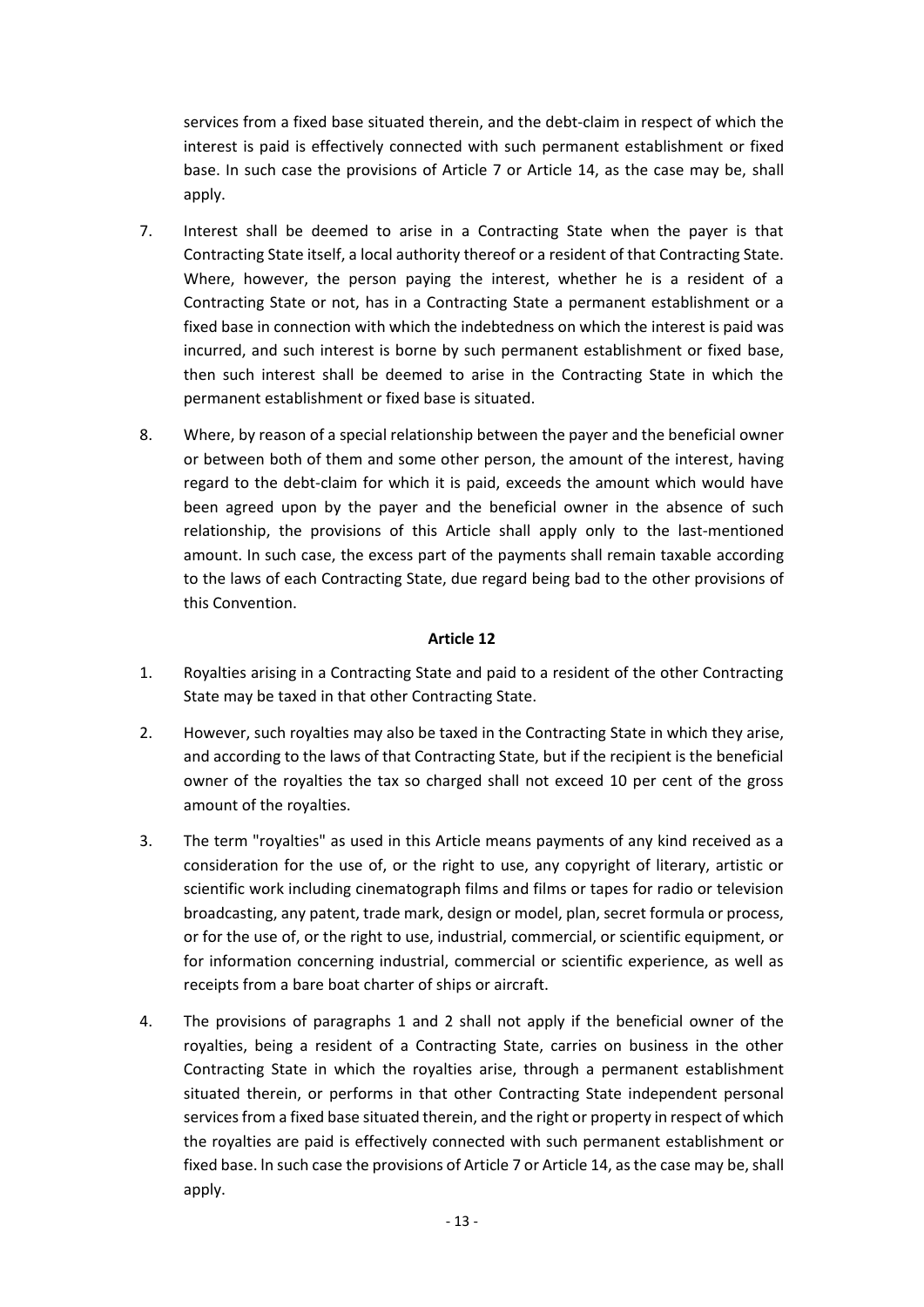services from a fixed base situated therein, and the debt-claim in respect of which the interest is paid is effectively connected with such permanent establishment or fixed base. In such case the provisions of Article 7 or Article 14, as the case may be, shall apply.

7. Interest shall be deemed to arise in a Contracting State when the payer is that Contracting State itself, a local authority thereof or a resident of that Contracting State. Where, however, the person paying the interest, whether he is a resident of a Contracting State or not, has in a Contracting State a permanent establishment or a fixed base in connection with which the indebtedness on which the interest is paid was incurred, and such interest is borne by such permanent establishment or fixed base, then such interest shall be deemed to arise in the Contracting State in which the permanent establishment or fixed base is situated.

8. Where, by reason of a special relationship between the payer and the beneficial owner or between both of them and some other person, the amount of the interest, having regard to the debt-claim for which it is paid, exceeds the amount which would have been agreed upon by the payer and the beneficial owner in the absence of such relationship, the provisions of this Article shall apply only to the last-mentioned amount. In such case, the excess part of the payments shall remain taxable according to the laws of each Contracting State, due regard being bad to the other provisions of this Convention.

**Article 12**

1. Royalties arising in a Contracting State and paid to a resident of the other Contracting State may be taxed in that other Contracting State.

2. However, such royalties may also be taxed in the Contracting State in which they arise, and according to the laws of that Contracting State, but if the recipient is the beneficial owner of the royalties the tax so charged shall not exceed 10 per cent of the gross amount of the royalties.

3. The term "royalties" as used in this Article means payments of any kind received as a consideration for the use of, or the right to use, any copyright of literary, artistic or scientific work including cinematograph films and films or tapes for radio or television broadcasting, any patent, trade mark, design or model, plan, secret formula or process, or for the use of, or the right to use, industrial, commercial, or scientific equipment, or for information concerning industrial, commercial or scientific experience, as well as receipts from a bare boat charter of ships or aircraft.

4. The provisions of paragraphs 1 and 2 shall not apply if the beneficial owner of the royalties, being a resident of a Contracting State, carries on business in the other Contracting State in which the royalties arise, through a permanent establishment situated therein, or performs in that other Contracting State independent personal services from a fixed base situated therein, and the right or property in respect of which the royalties are paid is effectively connected with such permanent establishment or fixed base. In such case the provisions of Article 7 or Article 14, as the case may be, shall apply.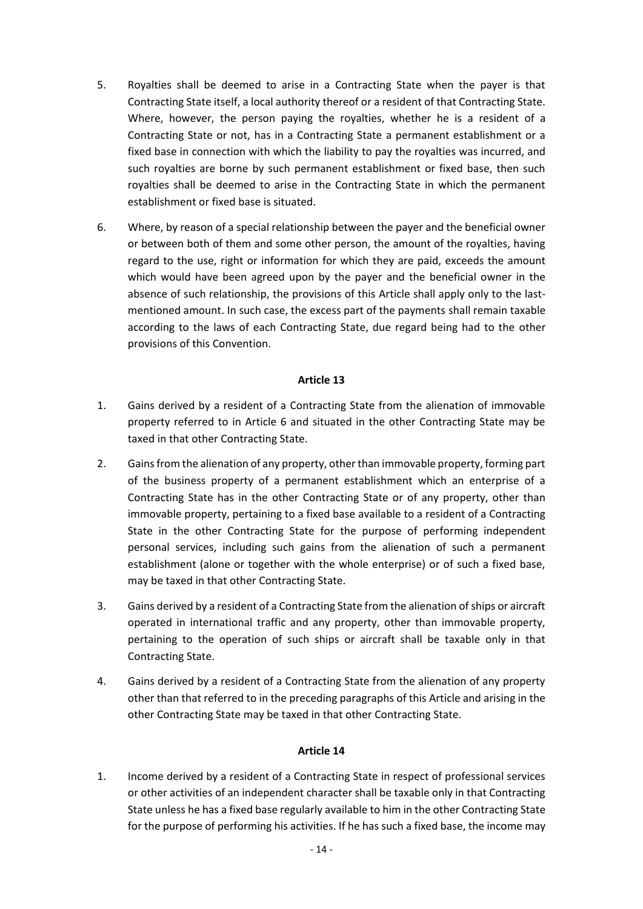5. Royalties shall be deemed to arise in a Contracting State when the payer is that Contracting State itself, a local authority thereof or a resident of that Contracting State. Where, however, the person paying the royalties, whether he is a resident of a Contracting State or not, has in a Contracting State a permanent establishment or a fixed base in connection with which the liability to pay the royalties was incurred, and such royalties are borne by such permanent establishment or fixed base, then such royalties shall be deemed to arise in the Contracting State in which the permanent establishment or fixed base is situated.

6. Where, by reason of a special relationship between the payer and the beneficial owner or between both of them and some other person, the amount of the royalties, having regard to the use, right or information for which they are paid, exceeds the amount which would have been agreed upon by the payer and the beneficial owner in the absence of such relationship, the provisions of this Article shall apply only to the last-mentioned amount. In such case, the excess part of the payments shall remain taxable according to the laws of each Contracting State, due regard being had to the other provisions of this Convention.

**Article 13**

1. Gains derived by a resident of a Contracting State from the alienation of immovable property referred to in Article 6 and situated in the other Contracting State may be taxed in that other Contracting State.

2. Gains from the alienation of any property, other than immovable property, forming part of the business property of a permanent establishment which an enterprise of a Contracting State has in the other Contracting State or of any property, other than immovable property, pertaining to a fixed base available to a resident of a Contracting State in the other Contracting State for the purpose of performing independent personal services, including such gains from the alienation of such a permanent establishment (alone or together with the whole enterprise) or of such a fixed base, may be taxed in that other Contracting State.

3. Gains derived by a resident of a Contracting State from the alienation of ships or aircraft operated in international traffic and any property, other than immovable property, pertaining to the operation of such ships or aircraft shall be taxable only in that Contracting State.

4. Gains derived by a resident of a Contracting State from the alienation of any property other than that referred to in the preceding paragraphs of this Article and arising in the other Contracting State may be taxed in that other Contracting State.

**Article 14**

1. Income derived by a resident of a Contracting State in respect of professional services or other activities of an independent character shall be taxable only in that Contracting State unless he has a fixed base regularly available to him in the other Contracting State for the purpose of performing his activities. If he has such a fixed base, the income may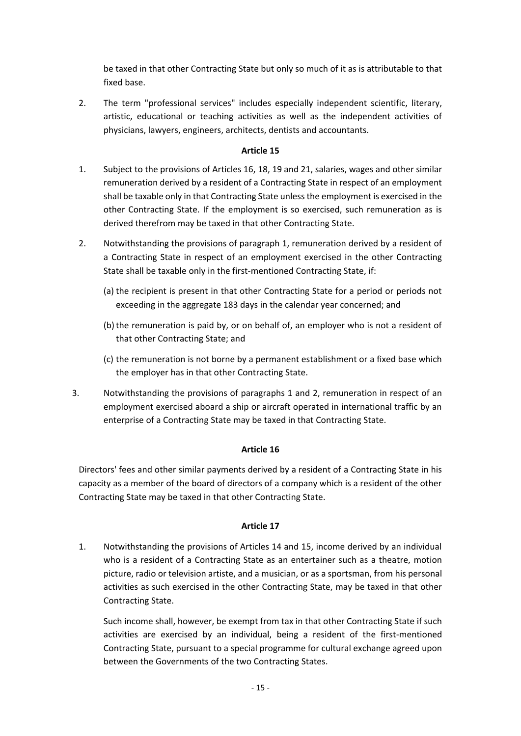be taxed in that other Contracting State but only so much of it as is attributable to that fixed base.

2. The term "professional services" includes especially independent scientific, literary, artistic, educational or teaching activities as well as the independent activities of physicians, lawyers, engineers, architects, dentists and accountants.

**Article 15**

1. Subject to the provisions of Articles 16, 18, 19 and 21, salaries, wages and other similar remuneration derived by a resident of a Contracting State in respect of an employment shall be taxable only in that Contracting State unless the employment is exercised in the other Contracting State. If the employment is so exercised, such remuneration as is derived therefrom may be taxed in that other Contracting State.

2. Notwithstanding the provisions of paragraph 1, remuneration derived by a resident of a Contracting State in respect of an employment exercised in the other Contracting State shall be taxable only in the first-mentioned Contracting State, if:

   (a) the recipient is present in that other Contracting State for a period or periods not exceeding in the aggregate 183 days in the calendar year concerned; and

   (b) the remuneration is paid by, or on behalf of, an employer who is not a resident of that other Contracting State; and

   (c) the remuneration is not borne by a permanent establishment or a fixed base which the employer has in that other Contracting State.

3. Notwithstanding the provisions of paragraphs 1 and 2, remuneration in respect of an employment exercised aboard a ship or aircraft operated in international traffic by an enterprise of a Contracting State may be taxed in that Contracting State.

**Article 16**

Directors' fees and other similar payments derived by a resident of a Contracting State in his capacity as a member of the board of directors of a company which is a resident of the other Contracting State may be taxed in that other Contracting State.

**Article 17**

1. Notwithstanding the provisions of Articles 14 and 15, income derived by an individual who is a resident of a Contracting State as an entertainer such as a theatre, motion picture, radio or television artiste, and a musician, or as a sportsman, from his personal activities as such exercised in the other Contracting State, may be taxed in that other Contracting State.

   Such income shall, however, be exempt from tax in that other Contracting State if such activities are exercised by an individual, being a resident of the first-mentioned Contracting State, pursuant to a special programme for cultural exchange agreed upon between the Governments of the two Contracting States.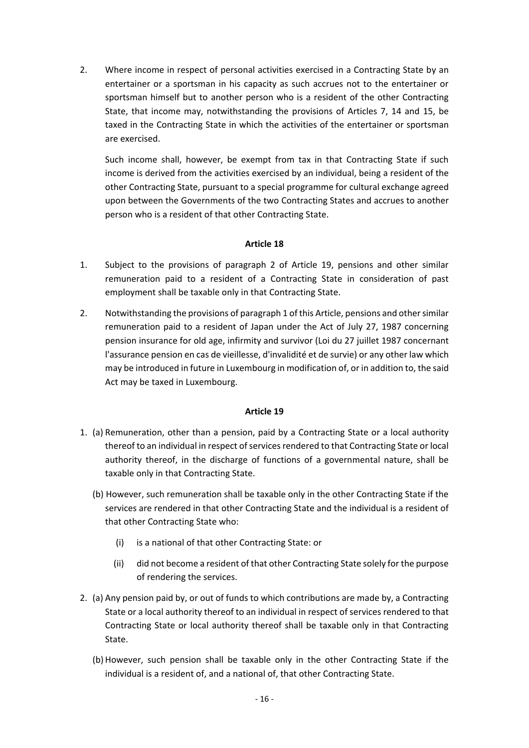2. Where income in respect of personal activities exercised in a Contracting State by an entertainer or a sportsman in his capacity as such accrues not to the entertainer or sportsman himself but to another person who is a resident of the other Contracting State, that income may, notwithstanding the provisions of Articles 7, 14 and 15, be taxed in the Contracting State in which the activities of the entertainer or sportsman are exercised.

   Such income shall, however, be exempt from tax in that Contracting State if such income is derived from the activities exercised by an individual, being a resident of the other Contracting State, pursuant to a special programme for cultural exchange agreed upon between the Governments of the two Contracting States and accrues to another person who is a resident of that other Contracting State.

**Article 18**

1. Subject to the provisions of paragraph 2 of Article 19, pensions and other similar remuneration paid to a resident of a Contracting State in consideration of past employment shall be taxable only in that Contracting State.

2. Notwithstanding the provisions of paragraph 1 of this Article, pensions and other similar remuneration paid to a resident of Japan under the Act of July 27, 1987 concerning pension insurance for old age, infirmity and survivor (Loi du 27 juillet 1987 concernant l'assurance pension en cas de vieillesse, d'invalidité et de survie) or any other law which may be introduced in future in Luxembourg in modification of, or in addition to, the said Act may be taxed in Luxembourg.

**Article 19**

1. (a) Remuneration, other than a pension, paid by a Contracting State or a local authority thereof to an individual in respect of services rendered to that Contracting State or local authority thereof, in the discharge of functions of a governmental nature, shall be taxable only in that Contracting State.

   (b) However, such remuneration shall be taxable only in the other Contracting State if the services are rendered in that other Contracting State and the individual is a resident of that other Contracting State who:

      (i) is a national of that other Contracting State: or

      (ii) did not become a resident of that other Contracting State solely for the purpose of rendering the services.

2. (a) Any pension paid by, or out of funds to which contributions are made by, a Contracting State or a local authority thereof to an individual in respect of services rendered to that Contracting State or local authority thereof shall be taxable only in that Contracting State.

   (b) However, such pension shall be taxable only in the other Contracting State if the individual is a resident of, and a national of, that other Contracting State.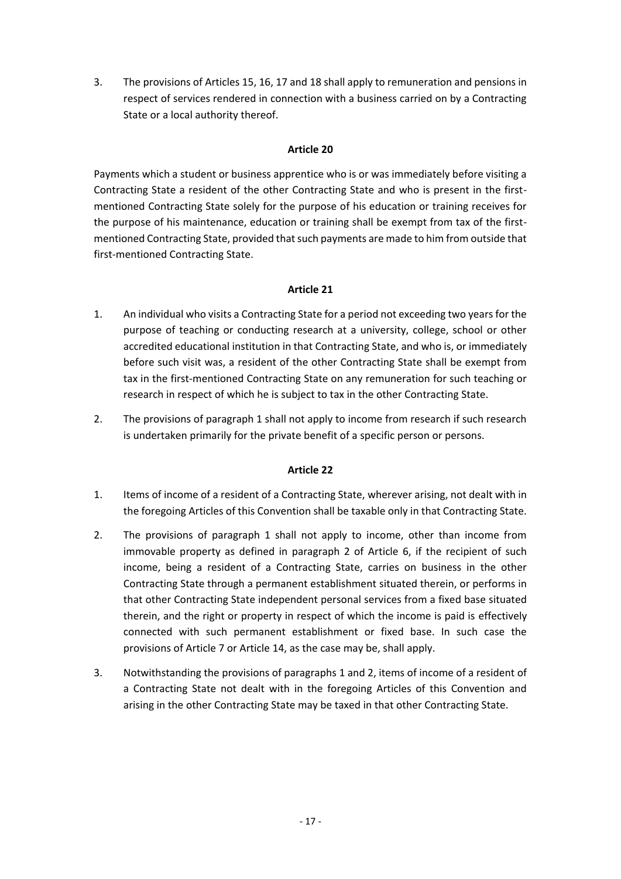3. The provisions of Articles 15, 16, 17 and 18 shall apply to remuneration and pensions in respect of services rendered in connection with a business carried on by a Contracting State or a local authority thereof.

**Article 20**

Payments which a student or business apprentice who is or was immediately before visiting a Contracting State a resident of the other Contracting State and who is present in the first-mentioned Contracting State solely for the purpose of his education or training receives for the purpose of his maintenance, education or training shall be exempt from tax of the first-mentioned Contracting State, provided that such payments are made to him from outside that first-mentioned Contracting State.

**Article 21**

1. An individual who visits a Contracting State for a period not exceeding two years for the purpose of teaching or conducting research at a university, college, school or other accredited educational institution in that Contracting State, and who is, or immediately before such visit was, a resident of the other Contracting State shall be exempt from tax in the first-mentioned Contracting State on any remuneration for such teaching or research in respect of which he is subject to tax in the other Contracting State.

2. The provisions of paragraph 1 shall not apply to income from research if such research is undertaken primarily for the private benefit of a specific person or persons.

**Article 22**

1. Items of income of a resident of a Contracting State, wherever arising, not dealt with in the foregoing Articles of this Convention shall be taxable only in that Contracting State.

2. The provisions of paragraph 1 shall not apply to income, other than income from immovable property as defined in paragraph 2 of Article 6, if the recipient of such income, being a resident of a Contracting State, carries on business in the other Contracting State through a permanent establishment situated therein, or performs in that other Contracting State independent personal services from a fixed base situated therein, and the right or property in respect of which the income is paid is effectively connected with such permanent establishment or fixed base. In such case the provisions of Article 7 or Article 14, as the case may be, shall apply.

3. Notwithstanding the provisions of paragraphs 1 and 2, items of income of a resident of a Contracting State not dealt with in the foregoing Articles of this Convention and arising in the other Contracting State may be taxed in that other Contracting State.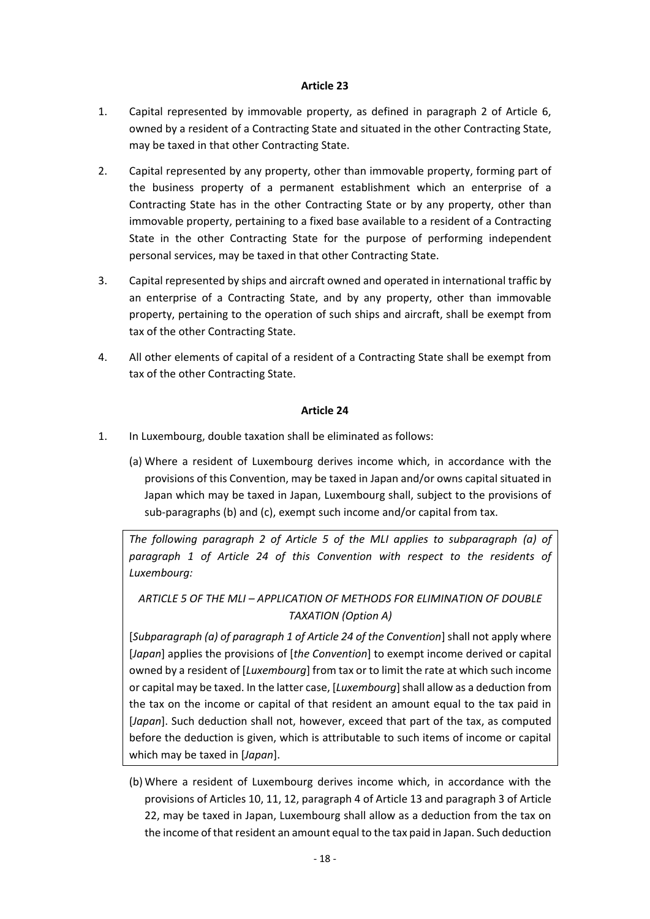**Article 23**

1. Capital represented by immovable property, as defined in paragraph 2 of Article 6, owned by a resident of a Contracting State and situated in the other Contracting State, may be taxed in that other Contracting State.

2. Capital represented by any property, other than immovable property, forming part of the business property of a permanent establishment which an enterprise of a Contracting State has in the other Contracting State or by any property, other than immovable property, pertaining to a fixed base available to a resident of a Contracting State in the other Contracting State for the purpose of performing independent personal services, may be taxed in that other Contracting State.

3. Capital represented by ships and aircraft owned and operated in international traffic by an enterprise of a Contracting State, and by any property, other than immovable property, pertaining to the operation of such ships and aircraft, shall be exempt from tax of the other Contracting State.

4. All other elements of capital of a resident of a Contracting State shall be exempt from tax of the other Contracting State.

**Article 24**

1. In Luxembourg, double taxation shall be eliminated as follows:

   (a) Where a resident of Luxembourg derives income which, in accordance with the provisions of this Convention, may be taxed in Japan and/or owns capital situated in Japan which may be taxed in Japan, Luxembourg shall, subject to the provisions of sub-paragraphs (b) and (c), exempt such income and/or capital from tax.

*The following paragraph 2 of Article 5 of the MLI applies to subparagraph (a) of paragraph 1 of Article 24 of this Convention with respect to the residents of Luxembourg:*

*ARTICLE 5 OF THE MLI – APPLICATION OF METHODS FOR ELIMINATION OF DOUBLE TAXATION (Option A)*

[*Subparagraph (a) of paragraph 1 of Article 24 of the Convention*] shall not apply where [*Japan*] applies the provisions of [*the Convention*] to exempt income derived or capital owned by a resident of [*Luxembourg*] from tax or to limit the rate at which such income or capital may be taxed. In the latter case, [*Luxembourg*] shall allow as a deduction from the tax on the income or capital of that resident an amount equal to the tax paid in [*Japan*]. Such deduction shall not, however, exceed that part of the tax, as computed before the deduction is given, which is attributable to such items of income or capital which may be taxed in [*Japan*].

   (b) Where a resident of Luxembourg derives income which, in accordance with the provisions of Articles 10, 11, 12, paragraph 4 of Article 13 and paragraph 3 of Article 22, may be taxed in Japan, Luxembourg shall allow as a deduction from the tax on the income of that resident an amount equal to the tax paid in Japan. Such deduction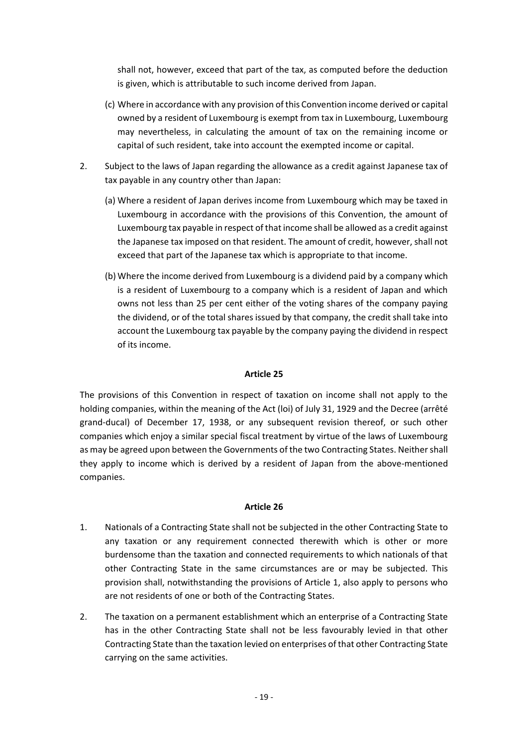shall not, however, exceed that part of the tax, as computed before the deduction is given, which is attributable to such income derived from Japan.

(c) Where in accordance with any provision of this Convention income derived or capital owned by a resident of Luxembourg is exempt from tax in Luxembourg, Luxembourg may nevertheless, in calculating the amount of tax on the remaining income or capital of such resident, take into account the exempted income or capital.

2. Subject to the laws of Japan regarding the allowance as a credit against Japanese tax of tax payable in any country other than Japan:

(a) Where a resident of Japan derives income from Luxembourg which may be taxed in Luxembourg in accordance with the provisions of this Convention, the amount of Luxembourg tax payable in respect of that income shall be allowed as a credit against the Japanese tax imposed on that resident. The amount of credit, however, shall not exceed that part of the Japanese tax which is appropriate to that income.

(b) Where the income derived from Luxembourg is a dividend paid by a company which is a resident of Luxembourg to a company which is a resident of Japan and which owns not less than 25 per cent either of the voting shares of the company paying the dividend, or of the total shares issued by that company, the credit shall take into account the Luxembourg tax payable by the company paying the dividend in respect of its income.

**Article 25**

The provisions of this Convention in respect of taxation on income shall not apply to the holding companies, within the meaning of the Act (loi) of July 31, 1929 and the Decree (arrêté grand-ducal) of December 17, 1938, or any subsequent revision thereof, or such other companies which enjoy a similar special fiscal treatment by virtue of the laws of Luxembourg as may be agreed upon between the Governments of the two Contracting States. Neither shall they apply to income which is derived by a resident of Japan from the above-mentioned companies.

**Article 26**

1. Nationals of a Contracting State shall not be subjected in the other Contracting State to any taxation or any requirement connected therewith which is other or more burdensome than the taxation and connected requirements to which nationals of that other Contracting State in the same circumstances are or may be subjected. This provision shall, notwithstanding the provisions of Article 1, also apply to persons who are not residents of one or both of the Contracting States.

2. The taxation on a permanent establishment which an enterprise of a Contracting State has in the other Contracting State shall not be less favourably levied in that other Contracting State than the taxation levied on enterprises of that other Contracting State carrying on the same activities.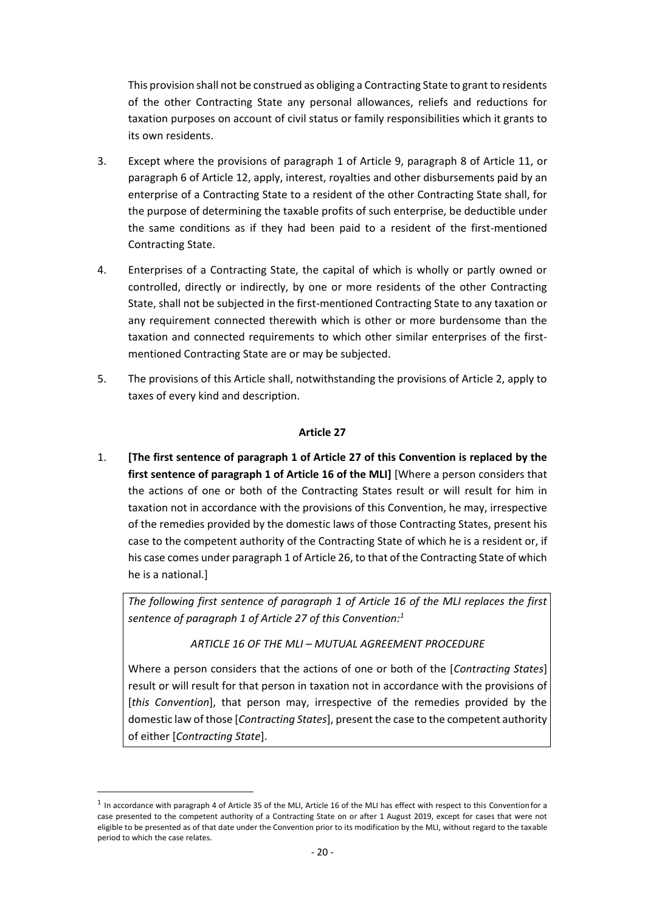This provision shall not be construed as obliging a Contracting State to grant to residents of the other Contracting State any personal allowances, reliefs and reductions for taxation purposes on account of civil status or family responsibilities which it grants to its own residents.

3. Except where the provisions of paragraph 1 of Article 9, paragraph 8 of Article 11, or paragraph 6 of Article 12, apply, interest, royalties and other disbursements paid by an enterprise of a Contracting State to a resident of the other Contracting State shall, for the purpose of determining the taxable profits of such enterprise, be deductible under the same conditions as if they had been paid to a resident of the first-mentioned Contracting State.

4. Enterprises of a Contracting State, the capital of which is wholly or partly owned or controlled, directly or indirectly, by one or more residents of the other Contracting State, shall not be subjected in the first-mentioned Contracting State to any taxation or any requirement connected therewith which is other or more burdensome than the taxation and connected requirements to which other similar enterprises of the first-mentioned Contracting State are or may be subjected.

5. The provisions of this Article shall, notwithstanding the provisions of Article 2, apply to taxes of every kind and description.

**Article 27**

1. **[The first sentence of paragraph 1 of Article 27 of this Convention is replaced by the first sentence of paragraph 1 of Article 16 of the MLI]** [Where a person considers that the actions of one or both of the Contracting States result or will result for him in taxation not in accordance with the provisions of this Convention, he may, irrespective of the remedies provided by the domestic laws of those Contracting States, present his case to the competent authority of the Contracting State of which he is a resident or, if his case comes under paragraph 1 of Article 26, to that of the Contracting State of which he is a national.]

*The following first sentence of paragraph 1 of Article 16 of the MLI replaces the first sentence of paragraph 1 of Article 27 of this Convention:*[1]

*ARTICLE 16 OF THE MLI – MUTUAL AGREEMENT PROCEDURE*

Where a person considers that the actions of one or both of the [*Contracting States*] result or will result for that person in taxation not in accordance with the provisions of [*this Convention*], that person may, irrespective of the remedies provided by the domestic law of those [*Contracting States*], present the case to the competent authority of either [*Contracting State*].

---

[1] In accordance with paragraph 4 of Article 35 of the MLI, Article 16 of the MLI has effect with respect to this Convention for a case presented to the competent authority of a Contracting State on or after 1 August 2019, except for cases that were not eligible to be presented as of that date under the Convention prior to its modification by the MLI, without regard to the taxable period to which the case relates.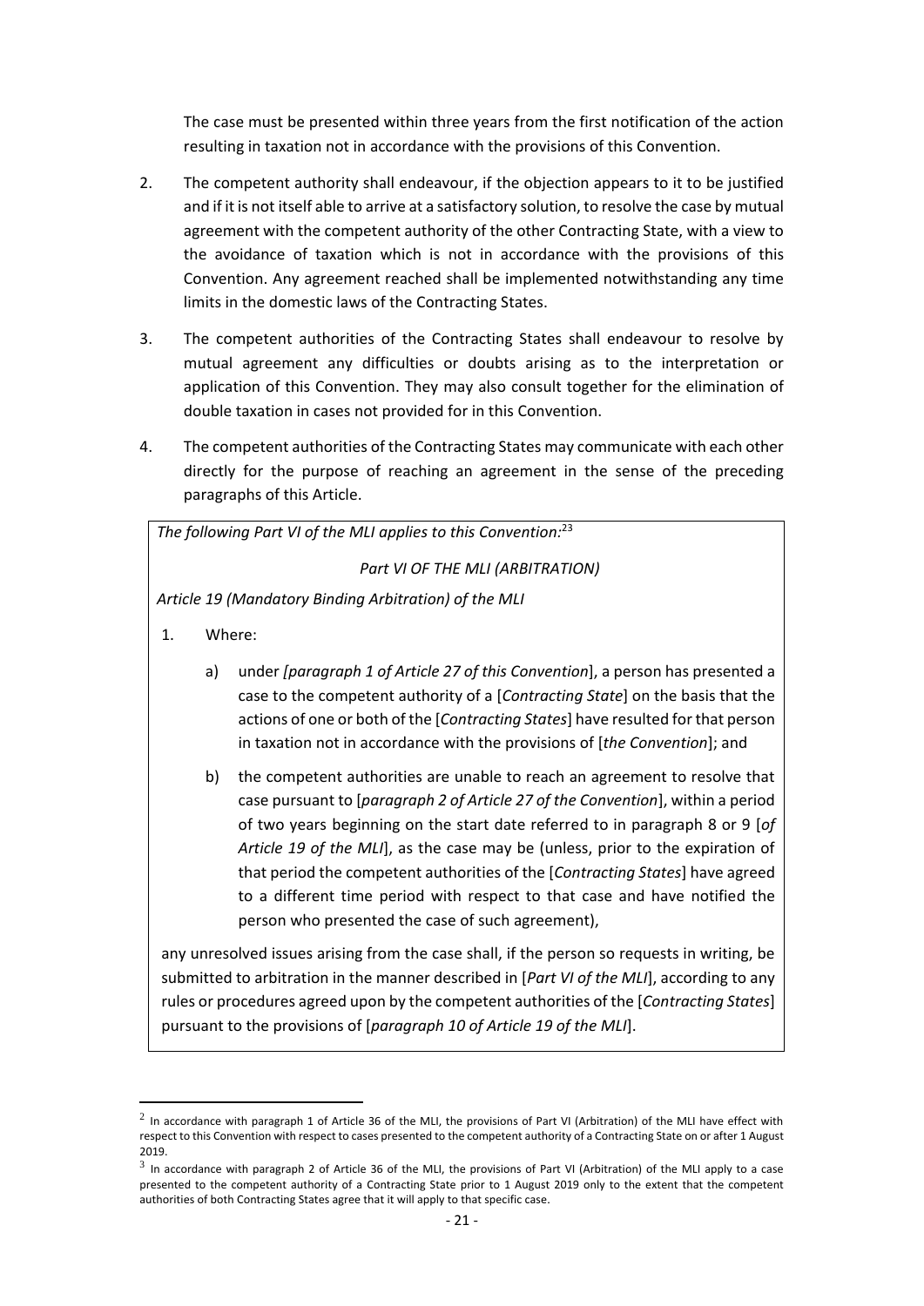The case must be presented within three years from the first notification of the action resulting in taxation not in accordance with the provisions of this Convention.

2. The competent authority shall endeavour, if the objection appears to it to be justified and if it is not itself able to arrive at a satisfactory solution, to resolve the case by mutual agreement with the competent authority of the other Contracting State, with a view to the avoidance of taxation which is not in accordance with the provisions of this Convention. Any agreement reached shall be implemented notwithstanding any time limits in the domestic laws of the Contracting States.

3. The competent authorities of the Contracting States shall endeavour to resolve by mutual agreement any difficulties or doubts arising as to the interpretation or application of this Convention. They may also consult together for the elimination of double taxation in cases not provided for in this Convention.

4. The competent authorities of the Contracting States may communicate with each other directly for the purpose of reaching an agreement in the sense of the preceding paragraphs of this Article.

*The following Part VI of the MLI applies to this Convention:*[2][3]

*Part VI OF THE MLI (ARBITRATION)*

*Article 19 (Mandatory Binding Arbitration) of the MLI*

1. Where:

   a) under *[paragraph 1 of Article 27 of this Convention*], a person has presented a case to the competent authority of a [*Contracting State*] on the basis that the actions of one or both of the [*Contracting States*] have resulted for that person in taxation not in accordance with the provisions of [*the Convention*]; and

   b) the competent authorities are unable to reach an agreement to resolve that case pursuant to [*paragraph 2 of Article 27 of the Convention*], within a period of two years beginning on the start date referred to in paragraph 8 or 9 [*of Article 19 of the MLI*], as the case may be (unless, prior to the expiration of that period the competent authorities of the [*Contracting States*] have agreed to a different time period with respect to that case and have notified the person who presented the case of such agreement),

any unresolved issues arising from the case shall, if the person so requests in writing, be submitted to arbitration in the manner described in [*Part VI of the MLI*], according to any rules or procedures agreed upon by the competent authorities of the [*Contracting States*] pursuant to the provisions of [*paragraph 10 of Article 19 of the MLI*].

---

[2] In accordance with paragraph 1 of Article 36 of the MLI, the provisions of Part VI (Arbitration) of the MLI have effect with respect to this Convention with respect to cases presented to the competent authority of a Contracting State on or after 1 August 2019.

[3] In accordance with paragraph 2 of Article 36 of the MLI, the provisions of Part VI (Arbitration) of the MLI apply to a case presented to the competent authority of a Contracting State prior to 1 August 2019 only to the extent that the competent authorities of both Contracting States agree that it will apply to that specific case.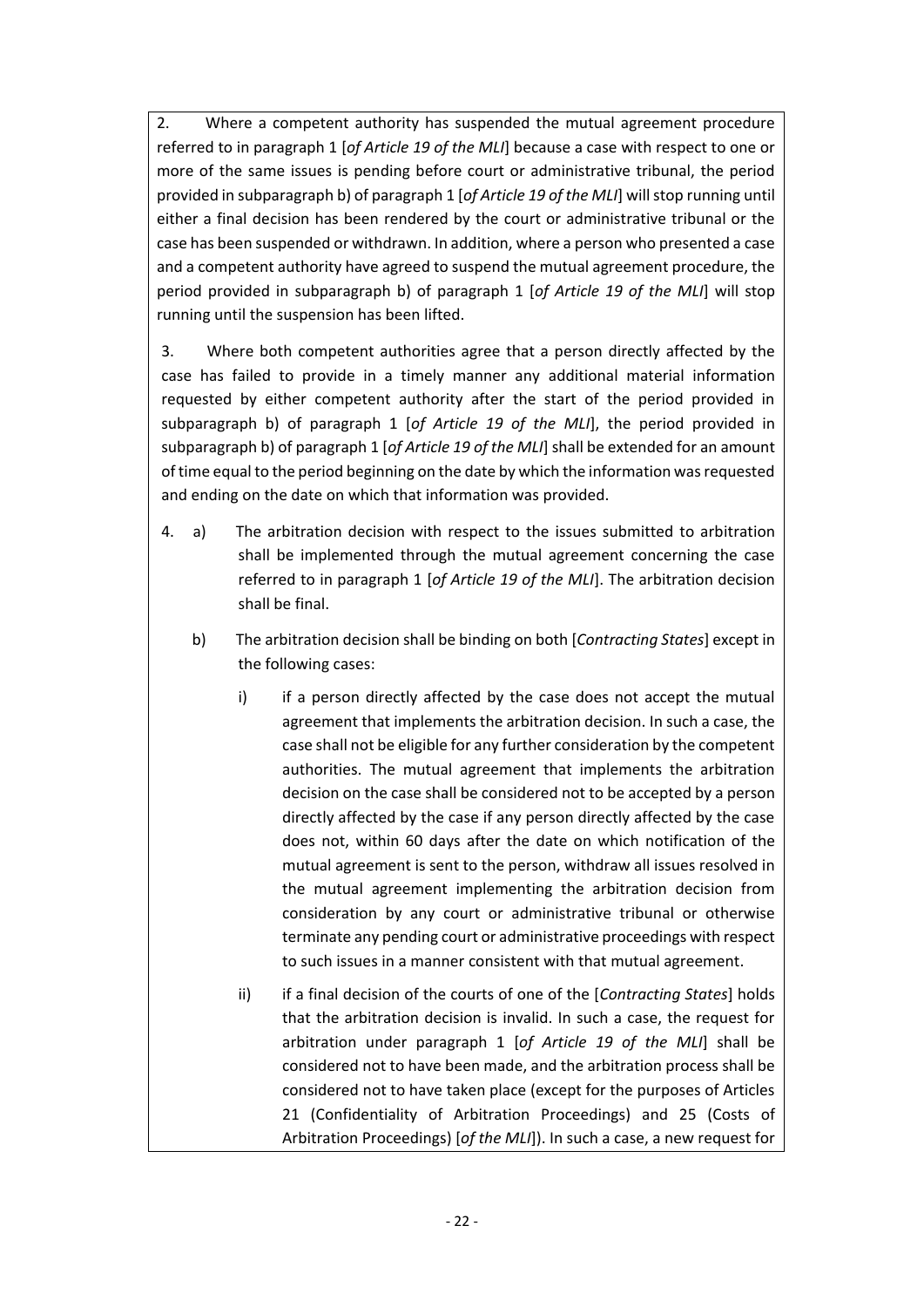2. Where a competent authority has suspended the mutual agreement procedure referred to in paragraph 1 [*of Article 19 of the MLI*] because a case with respect to one or more of the same issues is pending before court or administrative tribunal, the period provided in subparagraph b) of paragraph 1 [*of Article 19 of the MLI*] will stop running until either a final decision has been rendered by the court or administrative tribunal or the case has been suspended or withdrawn. In addition, where a person who presented a case and a competent authority have agreed to suspend the mutual agreement procedure, the period provided in subparagraph b) of paragraph 1 [*of Article 19 of the MLI*] will stop running until the suspension has been lifted.

3. Where both competent authorities agree that a person directly affected by the case has failed to provide in a timely manner any additional material information requested by either competent authority after the start of the period provided in subparagraph b) of paragraph 1 [*of Article 19 of the MLI*], the period provided in subparagraph b) of paragraph 1 [*of Article 19 of the MLI*] shall be extended for an amount of time equal to the period beginning on the date by which the information was requested and ending on the date on which that information was provided.

4. a) The arbitration decision with respect to the issues submitted to arbitration shall be implemented through the mutual agreement concerning the case referred to in paragraph 1 [*of Article 19 of the MLI*]. The arbitration decision shall be final.

b) The arbitration decision shall be binding on both [*Contracting States*] except in the following cases:

i) if a person directly affected by the case does not accept the mutual agreement that implements the arbitration decision. In such a case, the case shall not be eligible for any further consideration by the competent authorities. The mutual agreement that implements the arbitration decision on the case shall be considered not to be accepted by a person directly affected by the case if any person directly affected by the case does not, within 60 days after the date on which notification of the mutual agreement is sent to the person, withdraw all issues resolved in the mutual agreement implementing the arbitration decision from consideration by any court or administrative tribunal or otherwise terminate any pending court or administrative proceedings with respect to such issues in a manner consistent with that mutual agreement.

ii) if a final decision of the courts of one of the [*Contracting States*] holds that the arbitration decision is invalid. In such a case, the request for arbitration under paragraph 1 [*of Article 19 of the MLI*] shall be considered not to have been made, and the arbitration process shall be considered not to have taken place (except for the purposes of Articles 21 (Confidentiality of Arbitration Proceedings) and 25 (Costs of Arbitration Proceedings) [*of the MLI*]). In such a case, a new request for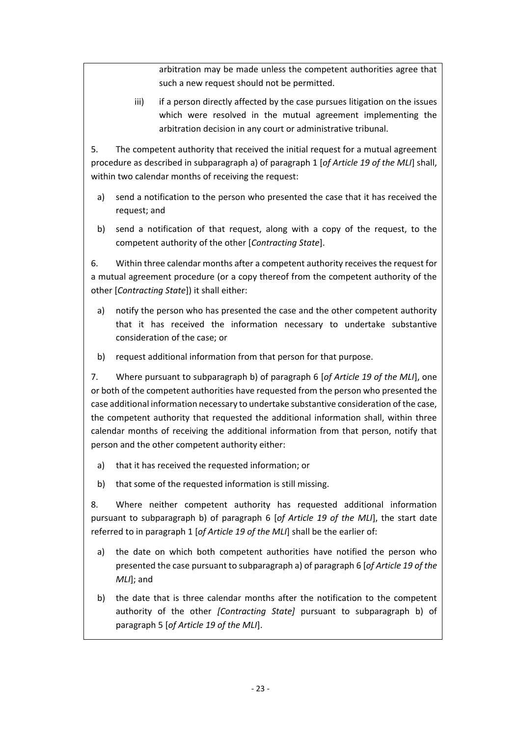arbitration may be made unless the competent authorities agree that such a new request should not be permitted.

iii) if a person directly affected by the case pursues litigation on the issues which were resolved in the mutual agreement implementing the arbitration decision in any court or administrative tribunal.

5. The competent authority that received the initial request for a mutual agreement procedure as described in subparagraph a) of paragraph 1 [*of Article 19 of the MLI*] shall, within two calendar months of receiving the request:

a) send a notification to the person who presented the case that it has received the request; and

b) send a notification of that request, along with a copy of the request, to the competent authority of the other [*Contracting State*].

6. Within three calendar months after a competent authority receives the request for a mutual agreement procedure (or a copy thereof from the competent authority of the other [*Contracting State*]) it shall either:

a) notify the person who has presented the case and the other competent authority that it has received the information necessary to undertake substantive consideration of the case; or

b) request additional information from that person for that purpose.

7. Where pursuant to subparagraph b) of paragraph 6 [*of Article 19 of the MLI*], one or both of the competent authorities have requested from the person who presented the case additional information necessary to undertake substantive consideration of the case, the competent authority that requested the additional information shall, within three calendar months of receiving the additional information from that person, notify that person and the other competent authority either:

a) that it has received the requested information; or

b) that some of the requested information is still missing.

8. Where neither competent authority has requested additional information pursuant to subparagraph b) of paragraph 6 [*of Article 19 of the MLI*], the start date referred to in paragraph 1 [*of Article 19 of the MLI*] shall be the earlier of:

a) the date on which both competent authorities have notified the person who presented the case pursuant to subparagraph a) of paragraph 6 [*of Article 19 of the MLI*]; and

b) the date that is three calendar months after the notification to the competent authority of the other *[Contracting State]* pursuant to subparagraph b) of paragraph 5 [*of Article 19 of the MLI*].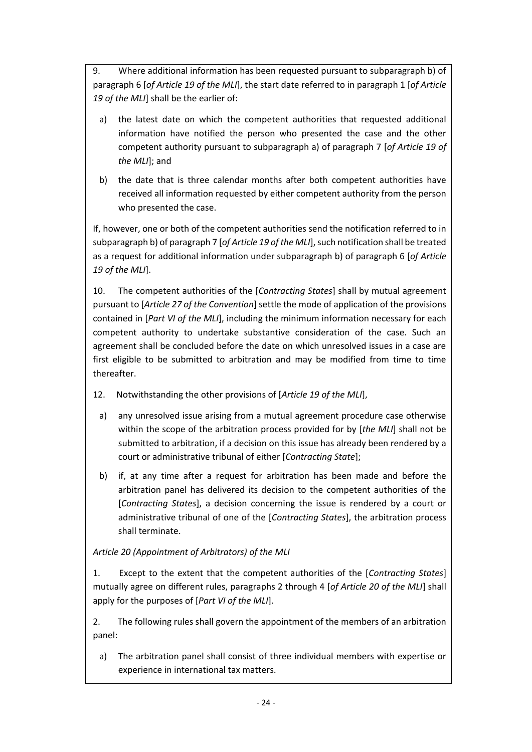9. Where additional information has been requested pursuant to subparagraph b) of paragraph 6 [*of Article 19 of the MLI*], the start date referred to in paragraph 1 [*of Article 19 of the MLI*] shall be the earlier of:

a) the latest date on which the competent authorities that requested additional information have notified the person who presented the case and the other competent authority pursuant to subparagraph a) of paragraph 7 [*of Article 19 of the MLI*]; and

b) the date that is three calendar months after both competent authorities have received all information requested by either competent authority from the person who presented the case.

If, however, one or both of the competent authorities send the notification referred to in subparagraph b) of paragraph 7 [*of Article 19 of the MLI*], such notification shall be treated as a request for additional information under subparagraph b) of paragraph 6 [*of Article 19 of the MLI*].

10. The competent authorities of the [*Contracting States*] shall by mutual agreement pursuant to [*Article 27 of the Convention*] settle the mode of application of the provisions contained in [*Part VI of the MLI*], including the minimum information necessary for each competent authority to undertake substantive consideration of the case. Such an agreement shall be concluded before the date on which unresolved issues in a case are first eligible to be submitted to arbitration and may be modified from time to time thereafter.

12. Notwithstanding the other provisions of [*Article 19 of the MLI*],

a) any unresolved issue arising from a mutual agreement procedure case otherwise within the scope of the arbitration process provided for by [*the MLI*] shall not be submitted to arbitration, if a decision on this issue has already been rendered by a court or administrative tribunal of either [*Contracting State*];

b) if, at any time after a request for arbitration has been made and before the arbitration panel has delivered its decision to the competent authorities of the [*Contracting States*], a decision concerning the issue is rendered by a court or administrative tribunal of one of the [*Contracting States*], the arbitration process shall terminate.

*Article 20 (Appointment of Arbitrators) of the MLI*

1. Except to the extent that the competent authorities of the [*Contracting States*] mutually agree on different rules, paragraphs 2 through 4 [*of Article 20 of the MLI*] shall apply for the purposes of [*Part VI of the MLI*].

2. The following rules shall govern the appointment of the members of an arbitration panel:

a) The arbitration panel shall consist of three individual members with expertise or experience in international tax matters.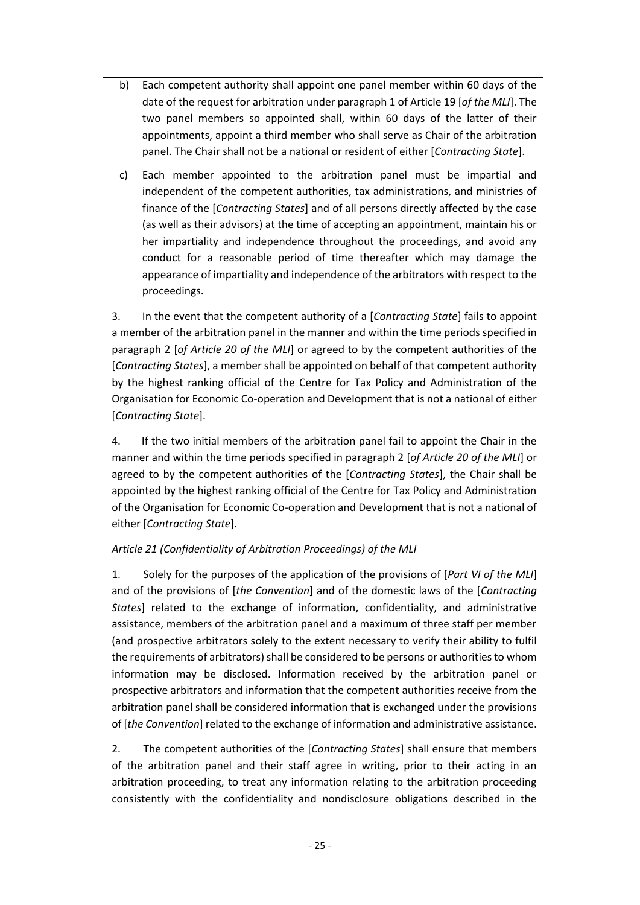b) Each competent authority shall appoint one panel member within 60 days of the date of the request for arbitration under paragraph 1 of Article 19 [*of the MLI*]. The two panel members so appointed shall, within 60 days of the latter of their appointments, appoint a third member who shall serve as Chair of the arbitration panel. The Chair shall not be a national or resident of either [*Contracting State*].

c) Each member appointed to the arbitration panel must be impartial and independent of the competent authorities, tax administrations, and ministries of finance of the [*Contracting States*] and of all persons directly affected by the case (as well as their advisors) at the time of accepting an appointment, maintain his or her impartiality and independence throughout the proceedings, and avoid any conduct for a reasonable period of time thereafter which may damage the appearance of impartiality and independence of the arbitrators with respect to the proceedings.

3. In the event that the competent authority of a [*Contracting State*] fails to appoint a member of the arbitration panel in the manner and within the time periods specified in paragraph 2 [*of Article 20 of the MLI*] or agreed to by the competent authorities of the [*Contracting States*], a member shall be appointed on behalf of that competent authority by the highest ranking official of the Centre for Tax Policy and Administration of the Organisation for Economic Co-operation and Development that is not a national of either [*Contracting State*].

4. If the two initial members of the arbitration panel fail to appoint the Chair in the manner and within the time periods specified in paragraph 2 [*of Article 20 of the MLI*] or agreed to by the competent authorities of the [*Contracting States*], the Chair shall be appointed by the highest ranking official of the Centre for Tax Policy and Administration of the Organisation for Economic Co-operation and Development that is not a national of either [*Contracting State*].

*Article 21 (Confidentiality of Arbitration Proceedings) of the MLI*

1. Solely for the purposes of the application of the provisions of [*Part VI of the MLI*] and of the provisions of [*the Convention*] and of the domestic laws of the [*Contracting States*] related to the exchange of information, confidentiality, and administrative assistance, members of the arbitration panel and a maximum of three staff per member (and prospective arbitrators solely to the extent necessary to verify their ability to fulfil the requirements of arbitrators) shall be considered to be persons or authorities to whom information may be disclosed. Information received by the arbitration panel or prospective arbitrators and information that the competent authorities receive from the arbitration panel shall be considered information that is exchanged under the provisions of [*the Convention*] related to the exchange of information and administrative assistance.

2. The competent authorities of the [*Contracting States*] shall ensure that members of the arbitration panel and their staff agree in writing, prior to their acting in an arbitration proceeding, to treat any information relating to the arbitration proceeding consistently with the confidentiality and nondisclosure obligations described in the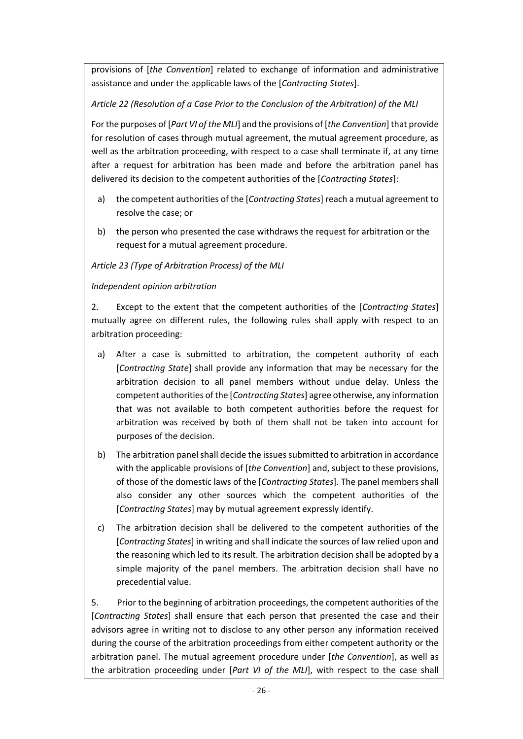provisions of [*the Convention*] related to exchange of information and administrative assistance and under the applicable laws of the [*Contracting States*].

*Article 22 (Resolution of a Case Prior to the Conclusion of the Arbitration) of the MLI*

For the purposes of [*Part VI of the MLI*] and the provisions of [*the Convention*] that provide for resolution of cases through mutual agreement, the mutual agreement procedure, as well as the arbitration proceeding, with respect to a case shall terminate if, at any time after a request for arbitration has been made and before the arbitration panel has delivered its decision to the competent authorities of the [*Contracting States*]:

a) the competent authorities of the [*Contracting States*] reach a mutual agreement to resolve the case; or

b) the person who presented the case withdraws the request for arbitration or the request for a mutual agreement procedure.

*Article 23 (Type of Arbitration Process) of the MLI*

*Independent opinion arbitration*

2. Except to the extent that the competent authorities of the [*Contracting States*] mutually agree on different rules, the following rules shall apply with respect to an arbitration proceeding:

a) After a case is submitted to arbitration, the competent authority of each [*Contracting State*] shall provide any information that may be necessary for the arbitration decision to all panel members without undue delay. Unless the competent authorities of the [*Contracting States*] agree otherwise, any information that was not available to both competent authorities before the request for arbitration was received by both of them shall not be taken into account for purposes of the decision.

b) The arbitration panel shall decide the issues submitted to arbitration in accordance with the applicable provisions of [*the Convention*] and, subject to these provisions, of those of the domestic laws of the [*Contracting States*]. The panel members shall also consider any other sources which the competent authorities of the [*Contracting States*] may by mutual agreement expressly identify.

c) The arbitration decision shall be delivered to the competent authorities of the [*Contracting States*] in writing and shall indicate the sources of law relied upon and the reasoning which led to its result. The arbitration decision shall be adopted by a simple majority of the panel members. The arbitration decision shall have no precedential value.

5. Prior to the beginning of arbitration proceedings, the competent authorities of the [*Contracting States*] shall ensure that each person that presented the case and their advisors agree in writing not to disclose to any other person any information received during the course of the arbitration proceedings from either competent authority or the arbitration panel. The mutual agreement procedure under [*the Convention*], as well as the arbitration proceeding under [*Part VI of the MLI*], with respect to the case shall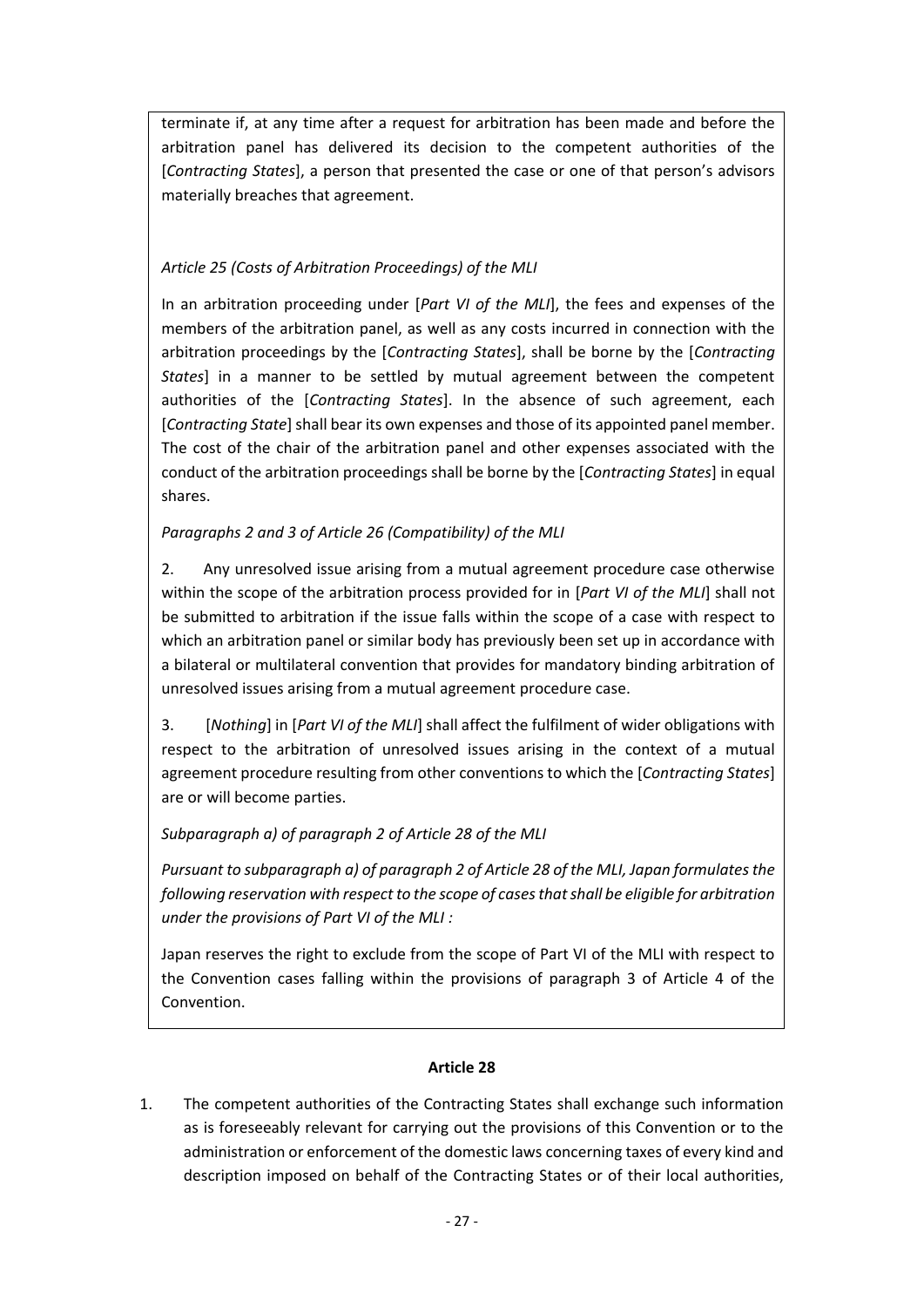terminate if, at any time after a request for arbitration has been made and before the arbitration panel has delivered its decision to the competent authorities of the [*Contracting States*], a person that presented the case or one of that person's advisors materially breaches that agreement.

*Article 25 (Costs of Arbitration Proceedings) of the MLI*

In an arbitration proceeding under [*Part VI of the MLI*], the fees and expenses of the members of the arbitration panel, as well as any costs incurred in connection with the arbitration proceedings by the [*Contracting States*], shall be borne by the [*Contracting States*] in a manner to be settled by mutual agreement between the competent authorities of the [*Contracting States*]. In the absence of such agreement, each [*Contracting State*] shall bear its own expenses and those of its appointed panel member. The cost of the chair of the arbitration panel and other expenses associated with the conduct of the arbitration proceedings shall be borne by the [*Contracting States*] in equal shares.

*Paragraphs 2 and 3 of Article 26 (Compatibility) of the MLI*

2. Any unresolved issue arising from a mutual agreement procedure case otherwise within the scope of the arbitration process provided for in [*Part VI of the MLI*] shall not be submitted to arbitration if the issue falls within the scope of a case with respect to which an arbitration panel or similar body has previously been set up in accordance with a bilateral or multilateral convention that provides for mandatory binding arbitration of unresolved issues arising from a mutual agreement procedure case.

3. [*Nothing*] in [*Part VI of the MLI*] shall affect the fulfilment of wider obligations with respect to the arbitration of unresolved issues arising in the context of a mutual agreement procedure resulting from other conventions to which the [*Contracting States*] are or will become parties.

*Subparagraph a) of paragraph 2 of Article 28 of the MLI*

*Pursuant to subparagraph a) of paragraph 2 of Article 28 of the MLI, Japan formulates the following reservation with respect to the scope of cases that shall be eligible for arbitration under the provisions of Part VI of the MLI :*

Japan reserves the right to exclude from the scope of Part VI of the MLI with respect to the Convention cases falling within the provisions of paragraph 3 of Article 4 of the Convention.

**Article 28**

1. The competent authorities of the Contracting States shall exchange such information as is foreseeably relevant for carrying out the provisions of this Convention or to the administration or enforcement of the domestic laws concerning taxes of every kind and description imposed on behalf of the Contracting States or of their local authorities,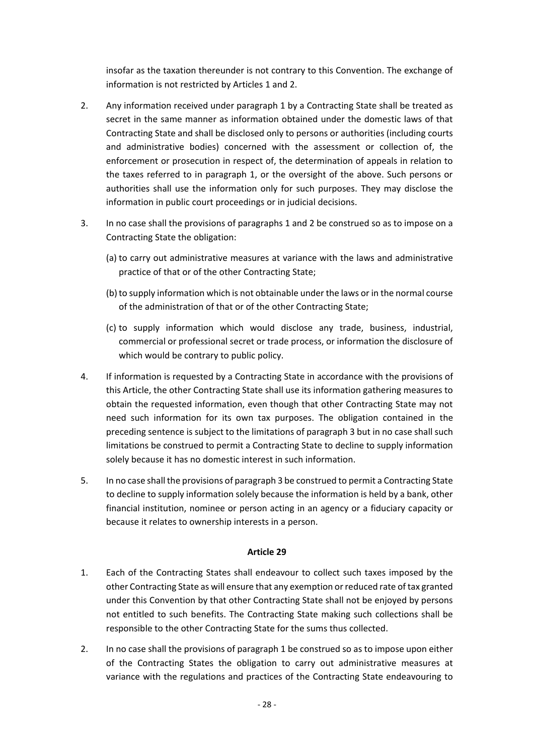insofar as the taxation thereunder is not contrary to this Convention. The exchange of information is not restricted by Articles 1 and 2.

2. Any information received under paragraph 1 by a Contracting State shall be treated as secret in the same manner as information obtained under the domestic laws of that Contracting State and shall be disclosed only to persons or authorities (including courts and administrative bodies) concerned with the assessment or collection of, the enforcement or prosecution in respect of, the determination of appeals in relation to the taxes referred to in paragraph 1, or the oversight of the above. Such persons or authorities shall use the information only for such purposes. They may disclose the information in public court proceedings or in judicial decisions.

3. In no case shall the provisions of paragraphs 1 and 2 be construed so as to impose on a Contracting State the obligation:

   (a) to carry out administrative measures at variance with the laws and administrative practice of that or of the other Contracting State;

   (b) to supply information which is not obtainable under the laws or in the normal course of the administration of that or of the other Contracting State;

   (c) to supply information which would disclose any trade, business, industrial, commercial or professional secret or trade process, or information the disclosure of which would be contrary to public policy.

4. If information is requested by a Contracting State in accordance with the provisions of this Article, the other Contracting State shall use its information gathering measures to obtain the requested information, even though that other Contracting State may not need such information for its own tax purposes. The obligation contained in the preceding sentence is subject to the limitations of paragraph 3 but in no case shall such limitations be construed to permit a Contracting State to decline to supply information solely because it has no domestic interest in such information.

5. In no case shall the provisions of paragraph 3 be construed to permit a Contracting State to decline to supply information solely because the information is held by a bank, other financial institution, nominee or person acting in an agency or a fiduciary capacity or because it relates to ownership interests in a person.

**Article 29**

1. Each of the Contracting States shall endeavour to collect such taxes imposed by the other Contracting State as will ensure that any exemption or reduced rate of tax granted under this Convention by that other Contracting State shall not be enjoyed by persons not entitled to such benefits. The Contracting State making such collections shall be responsible to the other Contracting State for the sums thus collected.

2. In no case shall the provisions of paragraph 1 be construed so as to impose upon either of the Contracting States the obligation to carry out administrative measures at variance with the regulations and practices of the Contracting State endeavouring to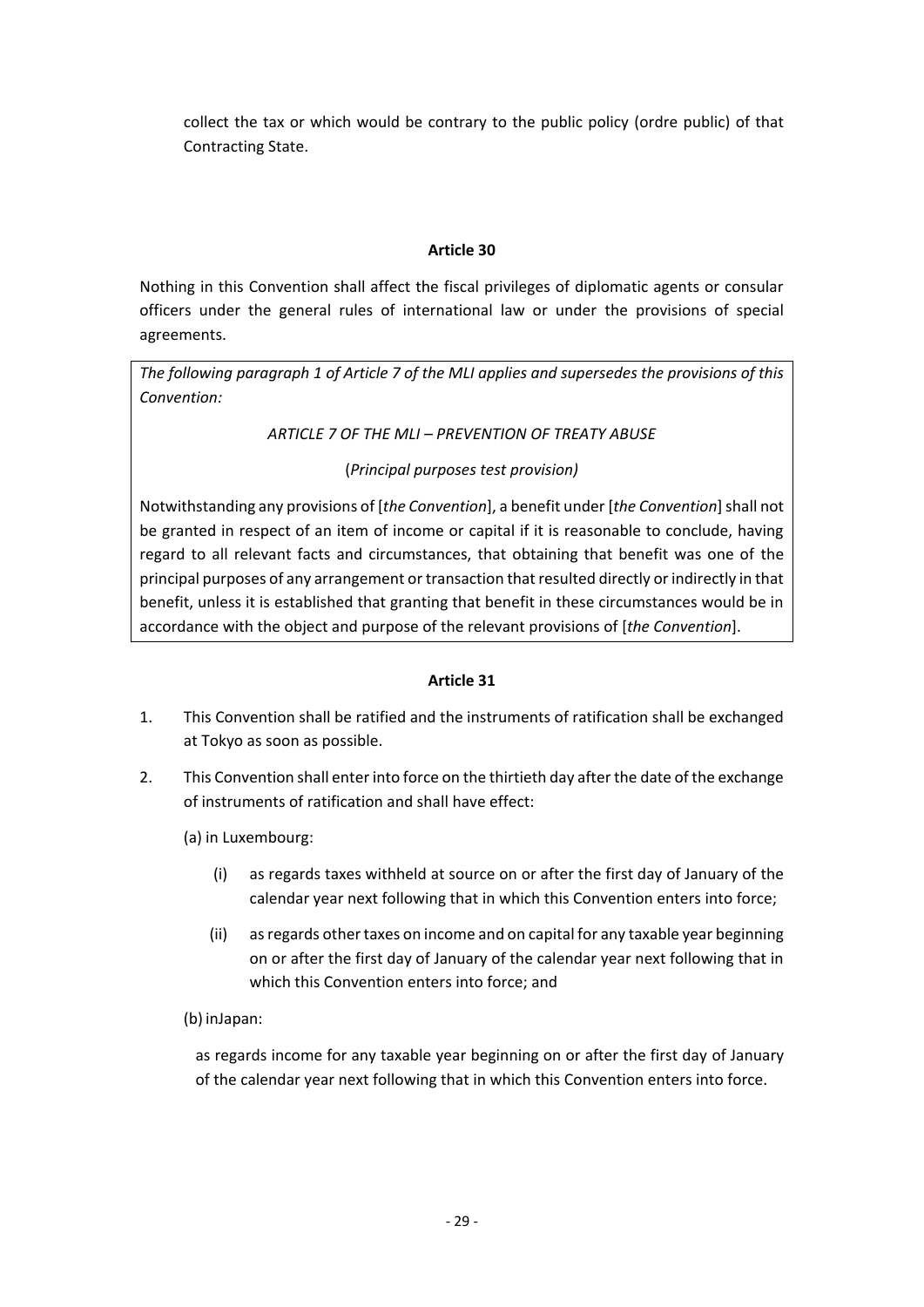collect the tax or which would be contrary to the public policy (ordre public) of that Contracting State.

**Article 30**

Nothing in this Convention shall affect the fiscal privileges of diplomatic agents or consular officers under the general rules of international law or under the provisions of special agreements.

*The following paragraph 1 of Article 7 of the MLI applies and supersedes the provisions of this Convention:*

*ARTICLE 7 OF THE MLI – PREVENTION OF TREATY ABUSE*

(*Principal purposes test provision)*

Notwithstanding any provisions of [*the Convention*], a benefit under [*the Convention*] shall not be granted in respect of an item of income or capital if it is reasonable to conclude, having regard to all relevant facts and circumstances, that obtaining that benefit was one of the principal purposes of any arrangement or transaction that resulted directly or indirectly in that benefit, unless it is established that granting that benefit in these circumstances would be in accordance with the object and purpose of the relevant provisions of [*the Convention*].

**Article 31**

1. This Convention shall be ratified and the instruments of ratification shall be exchanged at Tokyo as soon as possible.
2. This Convention shall enter into force on the thirtieth day after the date of the exchange of instruments of ratification and shall have effect:

   (a) in Luxembourg:

   (i) as regards taxes withheld at source on or after the first day of January of the calendar year next following that in which this Convention enters into force;

   (ii) as regards other taxes on income and on capital for any taxable year beginning on or after the first day of January of the calendar year next following that in which this Convention enters into force; and

   (b) inJapan:

   as regards income for any taxable year beginning on or after the first day of January of the calendar year next following that in which this Convention enters into force.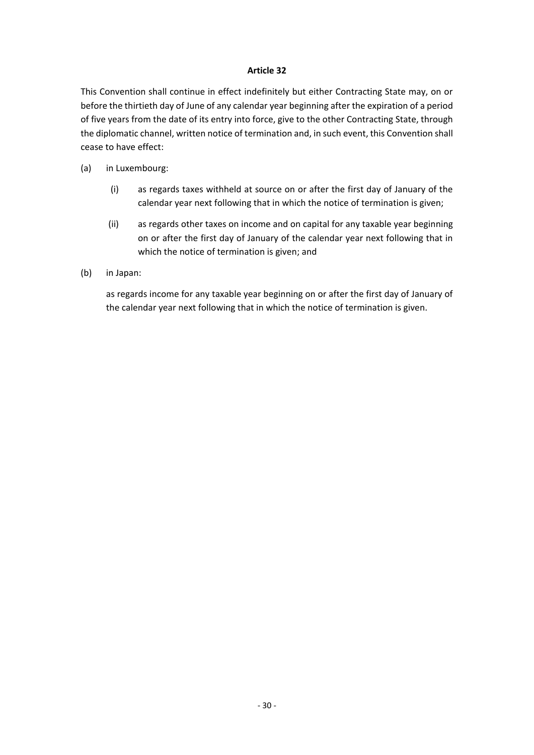**Article 32**

This Convention shall continue in effect indefinitely but either Contracting State may, on or before the thirtieth day of June of any calendar year beginning after the expiration of a period of five years from the date of its entry into force, give to the other Contracting State, through the diplomatic channel, written notice of termination and, in such event, this Convention shall cease to have effect:

(a) in Luxembourg:

(i) as regards taxes withheld at source on or after the first day of January of the calendar year next following that in which the notice of termination is given;

(ii) as regards other taxes on income and on capital for any taxable year beginning on or after the first day of January of the calendar year next following that in which the notice of termination is given; and

(b) in Japan:

as regards income for any taxable year beginning on or after the first day of January of the calendar year next following that in which the notice of termination is given.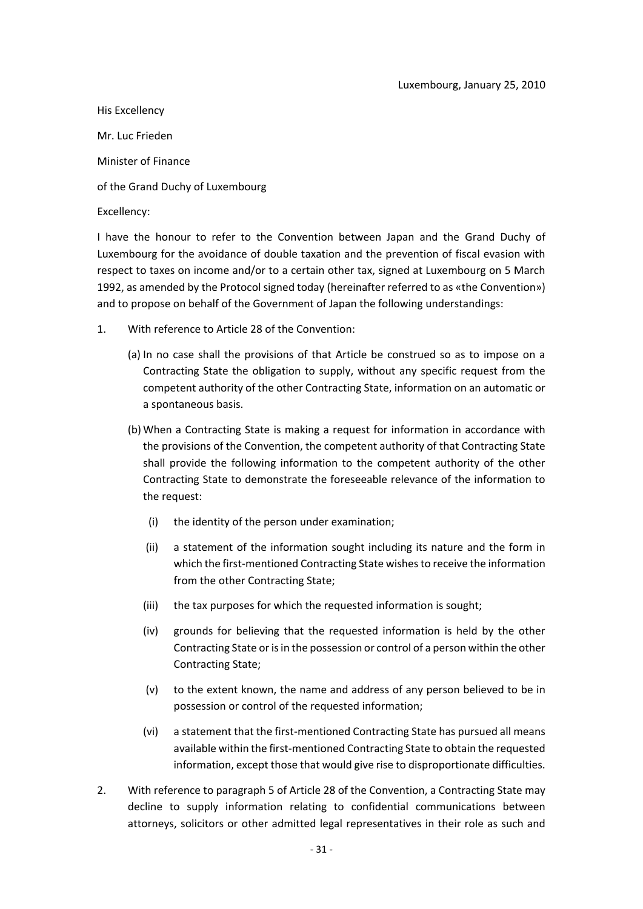Luxembourg, January 25, 2010

His Excellency

Mr. Luc Frieden

Minister of Finance

of the Grand Duchy of Luxembourg

Excellency:

I have the honour to refer to the Convention between Japan and the Grand Duchy of Luxembourg for the avoidance of double taxation and the prevention of fiscal evasion with respect to taxes on income and/or to a certain other tax, signed at Luxembourg on 5 March 1992, as amended by the Protocol signed today (hereinafter referred to as «the Convention») and to propose on behalf of the Government of Japan the following understandings:

1. With reference to Article 28 of the Convention:

   (a) In no case shall the provisions of that Article be construed so as to impose on a Contracting State the obligation to supply, without any specific request from the competent authority of the other Contracting State, information on an automatic or a spontaneous basis.

   (b) When a Contracting State is making a request for information in accordance with the provisions of the Convention, the competent authority of that Contracting State shall provide the following information to the competent authority of the other Contracting State to demonstrate the foreseeable relevance of the information to the request:

      (i) the identity of the person under examination;

      (ii) a statement of the information sought including its nature and the form in which the first-mentioned Contracting State wishes to receive the information from the other Contracting State;

      (iii) the tax purposes for which the requested information is sought;

      (iv) grounds for believing that the requested information is held by the other Contracting State or is in the possession or control of a person within the other Contracting State;

      (v) to the extent known, the name and address of any person believed to be in possession or control of the requested information;

      (vi) a statement that the first-mentioned Contracting State has pursued all means available within the first-mentioned Contracting State to obtain the requested information, except those that would give rise to disproportionate difficulties.

2. With reference to paragraph 5 of Article 28 of the Convention, a Contracting State may decline to supply information relating to confidential communications between attorneys, solicitors or other admitted legal representatives in their role as such and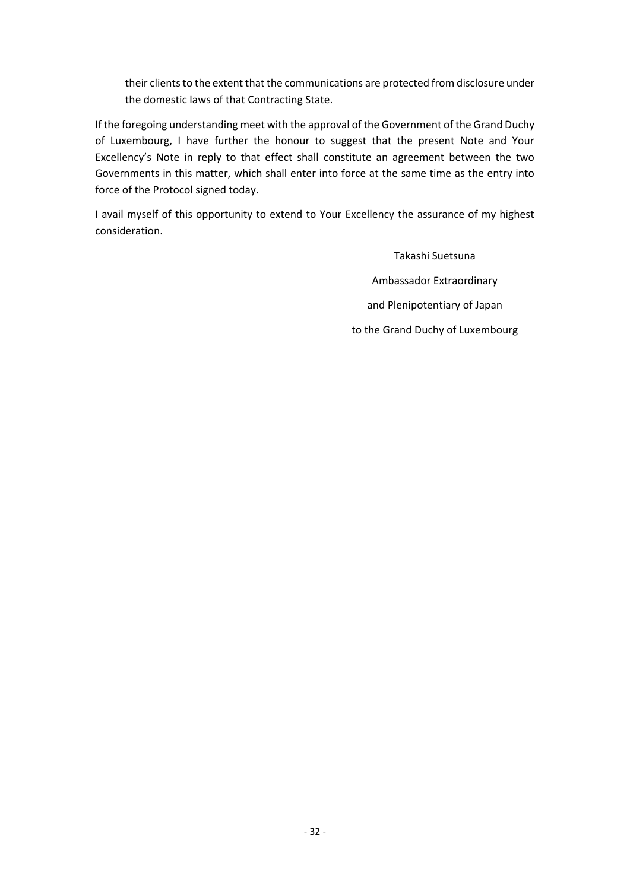their clients to the extent that the communications are protected from disclosure under the domestic laws of that Contracting State.

If the foregoing understanding meet with the approval of the Government of the Grand Duchy of Luxembourg, I have further the honour to suggest that the present Note and Your Excellency's Note in reply to that effect shall constitute an agreement between the two Governments in this matter, which shall enter into force at the same time as the entry into force of the Protocol signed today.

I avail myself of this opportunity to extend to Your Excellency the assurance of my highest consideration.

Takashi Suetsuna

Ambassador Extraordinary

and Plenipotentiary of Japan

to the Grand Duchy of Luxembourg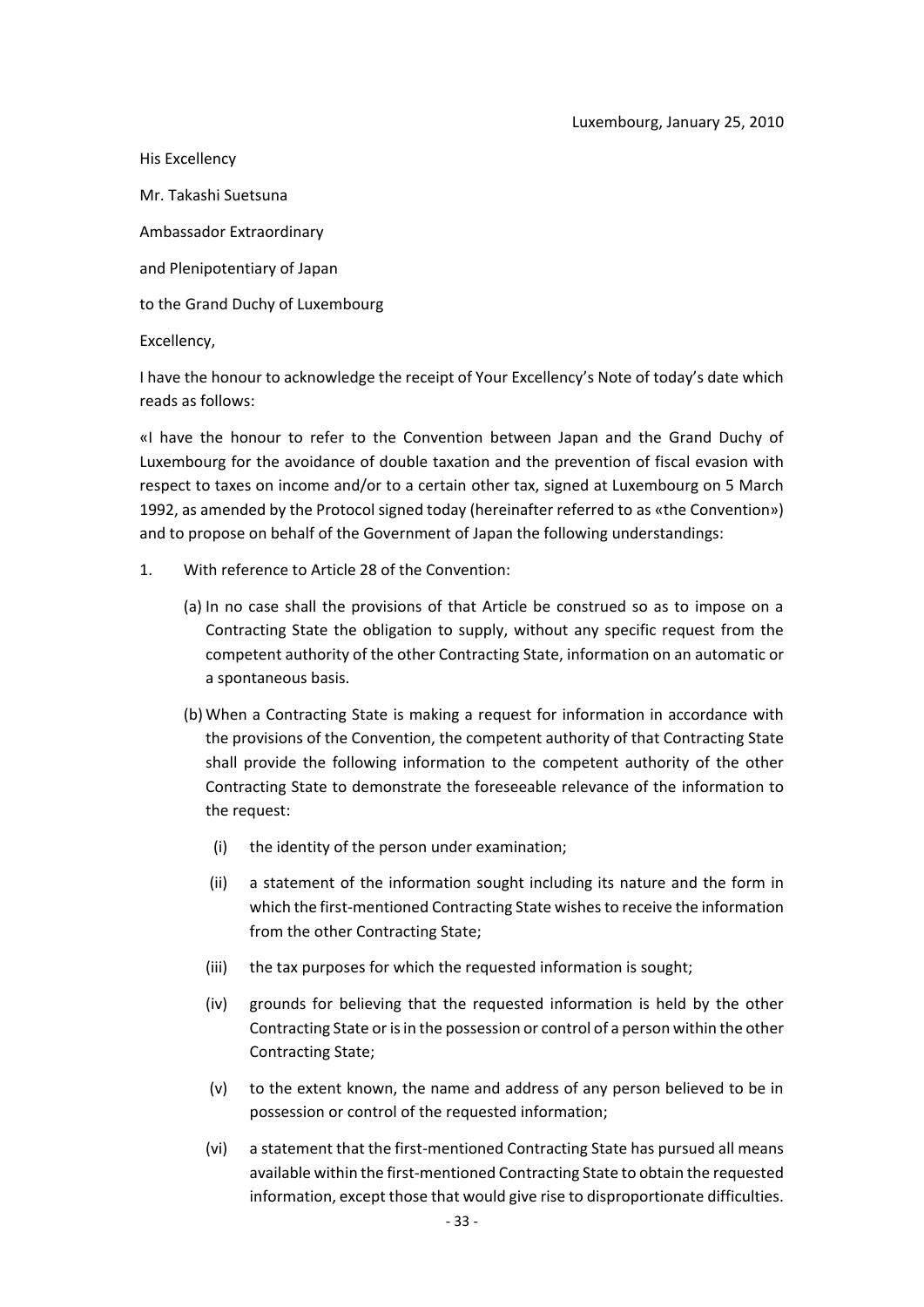Luxembourg, January 25, 2010

His Excellency

Mr. Takashi Suetsuna

Ambassador Extraordinary

and Plenipotentiary of Japan

to the Grand Duchy of Luxembourg

Excellency,

I have the honour to acknowledge the receipt of Your Excellency's Note of today's date which reads as follows:

«I have the honour to refer to the Convention between Japan and the Grand Duchy of Luxembourg for the avoidance of double taxation and the prevention of fiscal evasion with respect to taxes on income and/or to a certain other tax, signed at Luxembourg on 5 March 1992, as amended by the Protocol signed today (hereinafter referred to as «the Convention») and to propose on behalf of the Government of Japan the following understandings:

1. With reference to Article 28 of the Convention:

   (a) In no case shall the provisions of that Article be construed so as to impose on a Contracting State the obligation to supply, without any specific request from the competent authority of the other Contracting State, information on an automatic or a spontaneous basis.

   (b) When a Contracting State is making a request for information in accordance with the provisions of the Convention, the competent authority of that Contracting State shall provide the following information to the competent authority of the other Contracting State to demonstrate the foreseeable relevance of the information to the request:

      (i) the identity of the person under examination;

      (ii) a statement of the information sought including its nature and the form in which the first-mentioned Contracting State wishes to receive the information from the other Contracting State;

      (iii) the tax purposes for which the requested information is sought;

      (iv) grounds for believing that the requested information is held by the other Contracting State or is in the possession or control of a person within the other Contracting State;

      (v) to the extent known, the name and address of any person believed to be in possession or control of the requested information;

      (vi) a statement that the first-mentioned Contracting State has pursued all means available within the first-mentioned Contracting State to obtain the requested information, except those that would give rise to disproportionate difficulties.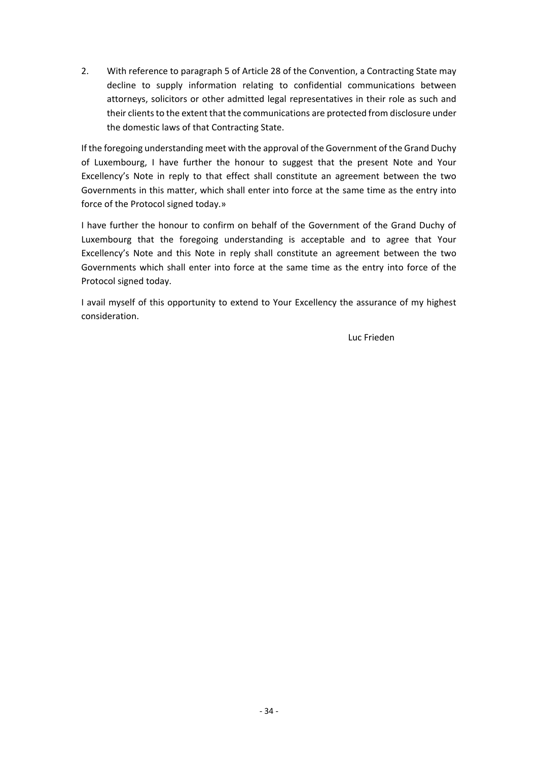2. With reference to paragraph 5 of Article 28 of the Convention, a Contracting State may decline to supply information relating to confidential communications between attorneys, solicitors or other admitted legal representatives in their role as such and their clients to the extent that the communications are protected from disclosure under the domestic laws of that Contracting State.

If the foregoing understanding meet with the approval of the Government of the Grand Duchy of Luxembourg, I have further the honour to suggest that the present Note and Your Excellency's Note in reply to that effect shall constitute an agreement between the two Governments in this matter, which shall enter into force at the same time as the entry into force of the Protocol signed today.»

I have further the honour to confirm on behalf of the Government of the Grand Duchy of Luxembourg that the foregoing understanding is acceptable and to agree that Your Excellency's Note and this Note in reply shall constitute an agreement between the two Governments which shall enter into force at the same time as the entry into force of the Protocol signed today.

I avail myself of this opportunity to extend to Your Excellency the assurance of my highest consideration.

Luc Frieden